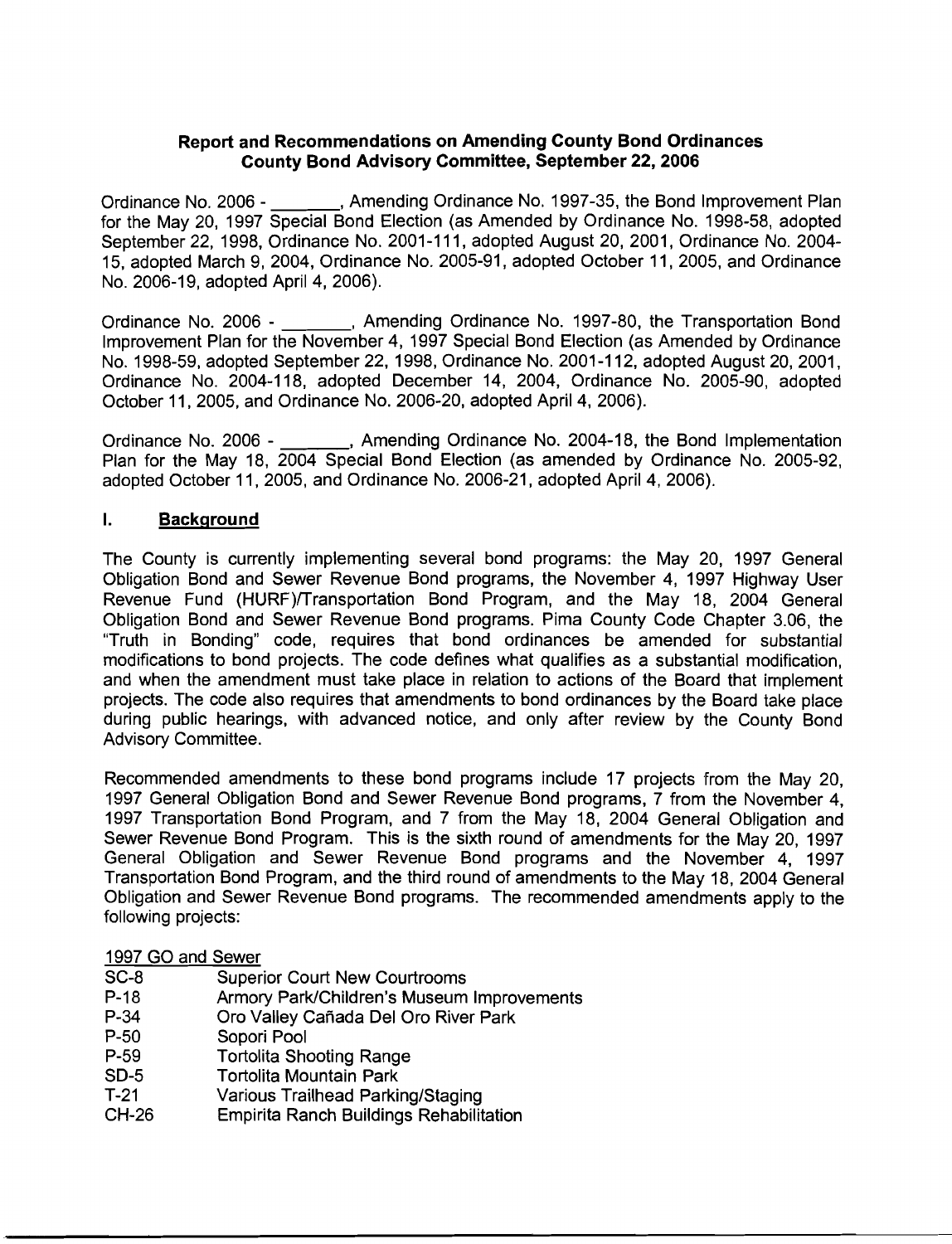**Report and Recommendations on Amending County Bond Ordinances**
**County Bond Advisory Committee, September 22, 2006**

Ordinance No. 2006 - _______, Amending Ordinance No. 1997-35, the Bond Improvement Plan for the May 20, 1997 Special Bond Election (as Amended by Ordinance No. 1998-58, adopted September 22, 1998, Ordinance No. 2001-111, adopted August 20, 2001, Ordinance No. 2004-15, adopted March 9, 2004, Ordinance No. 2005-91, adopted October 11, 2005, and Ordinance No. 2006-19, adopted April 4, 2006).

Ordinance No. 2006 - _______, Amending Ordinance No. 1997-80, the Transportation Bond Improvement Plan for the November 4, 1997 Special Bond Election (as Amended by Ordinance No. 1998-59, adopted September 22, 1998, Ordinance No. 2001-112, adopted August 20, 2001, Ordinance No. 2004-118, adopted December 14, 2004, Ordinance No. 2005-90, adopted October 11, 2005, and Ordinance No. 2006-20, adopted April 4, 2006).

Ordinance No. 2006 - _______, Amending Ordinance No. 2004-18, the Bond Implementation Plan for the May 18, 2004 Special Bond Election (as amended by Ordinance No. 2005-92, adopted October 11, 2005, and Ordinance No. 2006-21, adopted April 4, 2006).

## I. Background

The County is currently implementing several bond programs: the May 20, 1997 General Obligation Bond and Sewer Revenue Bond programs, the November 4, 1997 Highway User Revenue Fund (HURF)/Transportation Bond Program, and the May 18, 2004 General Obligation Bond and Sewer Revenue Bond programs. Pima County Code Chapter 3.06, the "Truth in Bonding" code, requires that bond ordinances be amended for substantial modifications to bond projects. The code defines what qualifies as a substantial modification, and when the amendment must take place in relation to actions of the Board that implement projects. The code also requires that amendments to bond ordinances by the Board take place during public hearings, with advanced notice, and only after review by the County Bond Advisory Committee.

Recommended amendments to these bond programs include 17 projects from the May 20, 1997 General Obligation Bond and Sewer Revenue Bond programs, 7 from the November 4, 1997 Transportation Bond Program, and 7 from the May 18, 2004 General Obligation and Sewer Revenue Bond Program. This is the sixth round of amendments for the May 20, 1997 General Obligation and Sewer Revenue Bond programs and the November 4, 1997 Transportation Bond Program, and the third round of amendments to the May 18, 2004 General Obligation and Sewer Revenue Bond programs. The recommended amendments apply to the following projects:

1997 GO and Sewer

| | |
|---|---|
| SC-8 | Superior Court New Courtrooms |
| P-18 | Armory Park/Children's Museum Improvements |
| P-34 | Oro Valley Cañada Del Oro River Park |
| P-50 | Sopori Pool |
| P-59 | Tortolita Shooting Range |
| SD-5 | Tortolita Mountain Park |
| T-21 | Various Trailhead Parking/Staging |
| CH-26 | Empirita Ranch Buildings Rehabilitation |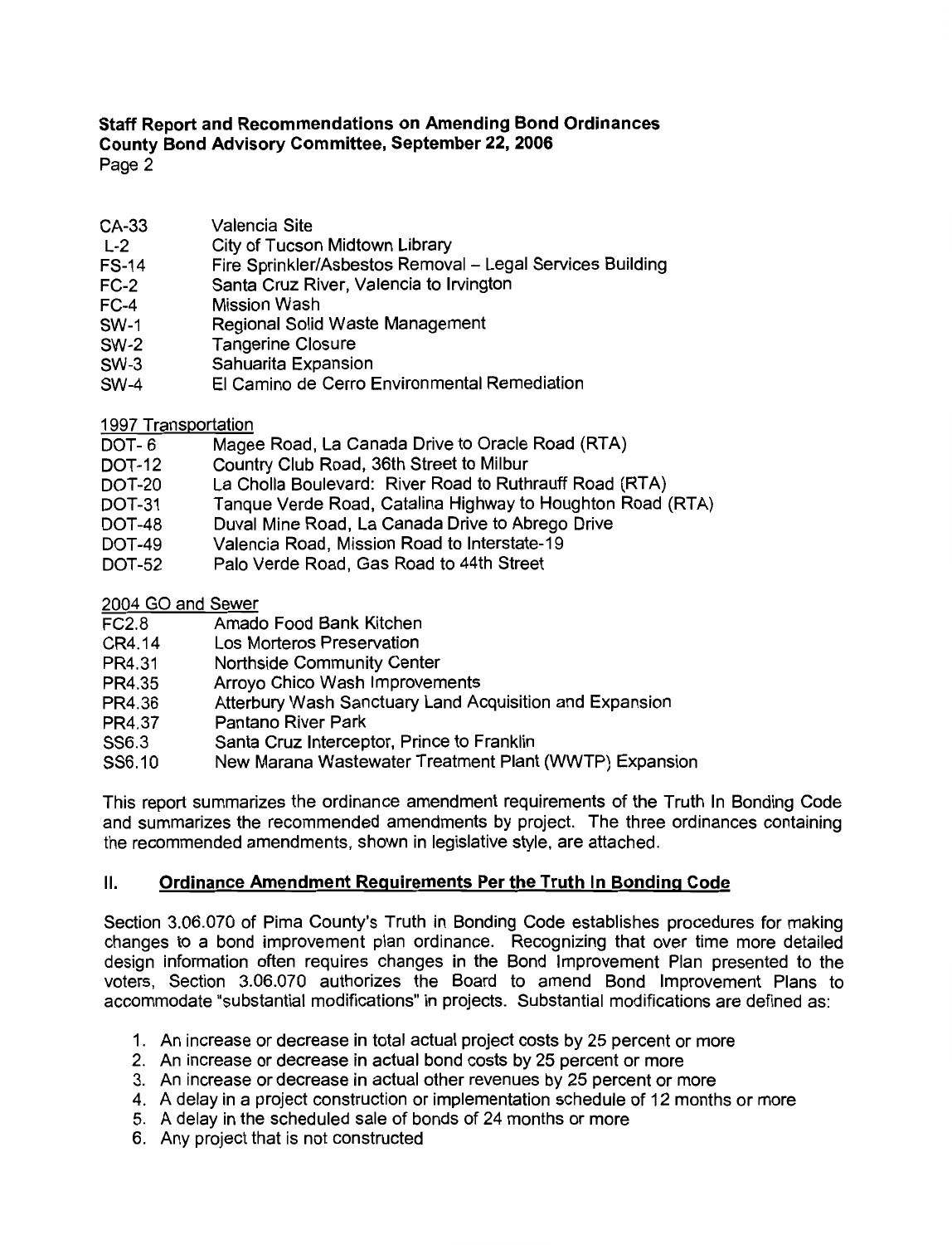| | |
|---|---|
| CA-33 | Valencia Site |
| L-2 | City of Tucson Midtown Library |
| FS-14 | Fire Sprinkler/Asbestos Removal – Legal Services Building |
| FC-2 | Santa Cruz River, Valencia to Irvington |
| FC-4 | Mission Wash |
| SW-1 | Regional Solid Waste Management |
| SW-2 | Tangerine Closure |
| SW-3 | Sahuarita Expansion |
| SW-4 | El Camino de Cerro Environmental Remediation |

1997 Transportation

| | |
|---|---|
| DOT- 6 | Magee Road, La Canada Drive to Oracle Road (RTA) |
| DOT-12 | Country Club Road, 36th Street to Milbur |
| DOT-20 | La Cholla Boulevard: River Road to Ruthrauff Road (RTA) |
| DOT-31 | Tanque Verde Road, Catalina Highway to Houghton Road (RTA) |
| DOT-48 | Duval Mine Road, La Canada Drive to Abrego Drive |
| DOT-49 | Valencia Road, Mission Road to Interstate-19 |
| DOT-52 | Palo Verde Road, Gas Road to 44th Street |

2004 GO and Sewer

| | |
|---|---|
| FC2.8 | Amado Food Bank Kitchen |
| CR4.14 | Los Morteros Preservation |
| PR4.31 | Northside Community Center |
| PR4.35 | Arroyo Chico Wash Improvements |
| PR4.36 | Atterbury Wash Sanctuary Land Acquisition and Expansion |
| PR4.37 | Pantano River Park |
| SS6.3 | Santa Cruz Interceptor, Prince to Franklin |
| SS6.10 | New Marana Wastewater Treatment Plant (WWTP) Expansion |

This report summarizes the ordinance amendment requirements of the Truth In Bonding Code and summarizes the recommended amendments by project. The three ordinances containing the recommended amendments, shown in legislative style, are attached.

## II. Ordinance Amendment Requirements Per the Truth In Bonding Code

Section 3.06.070 of Pima County's Truth in Bonding Code establishes procedures for making changes to a bond improvement plan ordinance. Recognizing that over time more detailed design information often requires changes in the Bond Improvement Plan presented to the voters, Section 3.06.070 authorizes the Board to amend Bond Improvement Plans to accommodate "substantial modifications" in projects. Substantial modifications are defined as:

1. An increase or decrease in total actual project costs by 25 percent or more
2. An increase or decrease in actual bond costs by 25 percent or more
3. An increase or decrease in actual other revenues by 25 percent or more
4. A delay in a project construction or implementation schedule of 12 months or more
5. A delay in the scheduled sale of bonds of 24 months or more
6. Any project that is not constructed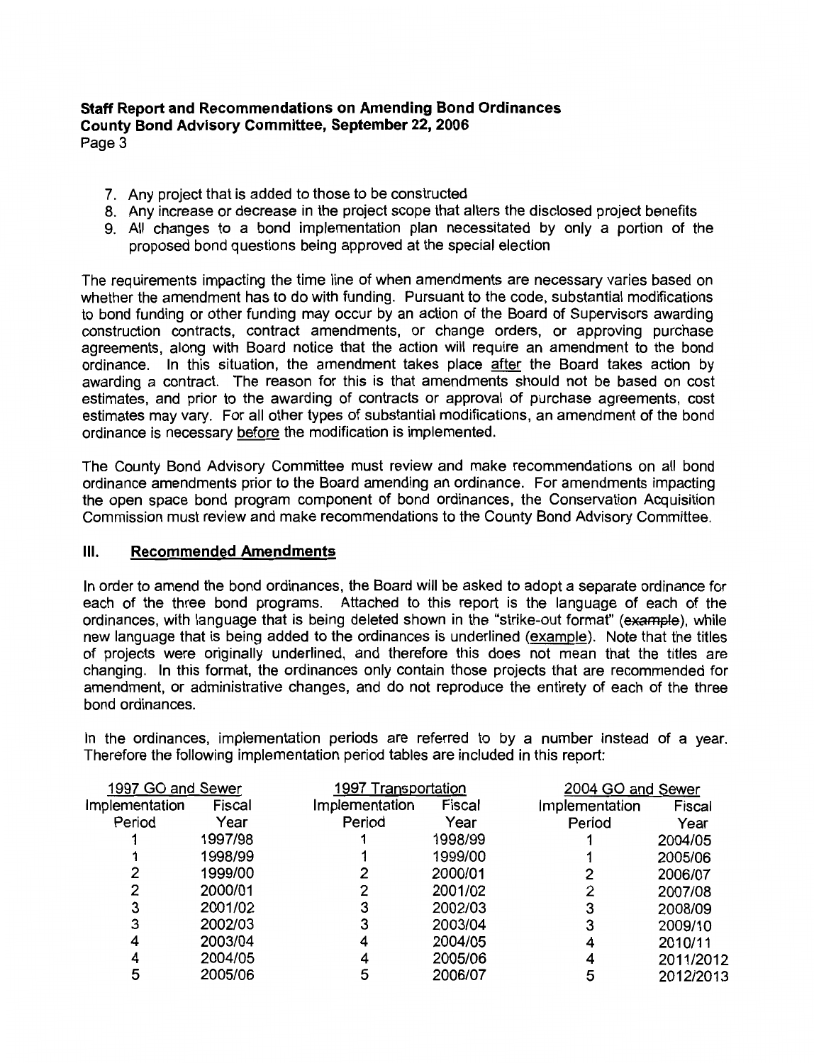7. Any project that is added to those to be constructed
8. Any increase or decrease in the project scope that alters the disclosed project benefits
9. All changes to a bond implementation plan necessitated by only a portion of the proposed bond questions being approved at the special election

The requirements impacting the time line of when amendments are necessary varies based on whether the amendment has to do with funding. Pursuant to the code, substantial modifications to bond funding or other funding may occur by an action of the Board of Supervisors awarding construction contracts, contract amendments, or change orders, or approving purchase agreements, along with Board notice that the action will require an amendment to the bond ordinance. In this situation, the amendment takes place <u>after</u> the Board takes action by awarding a contract. The reason for this is that amendments should not be based on cost estimates, and prior to the awarding of contracts or approval of purchase agreements, cost estimates may vary. For all other types of substantial modifications, an amendment of the bond ordinance is necessary <u>before</u> the modification is implemented.

The County Bond Advisory Committee must review and make recommendations on all bond ordinance amendments prior to the Board amending an ordinance. For amendments impacting the open space bond program component of bond ordinances, the Conservation Acquisition Commission must review and make recommendations to the County Bond Advisory Committee.

## III. Recommended Amendments

In order to amend the bond ordinances, the Board will be asked to adopt a separate ordinance for each of the three bond programs. Attached to this report is the language of each of the ordinances, with language that is being deleted shown in the "strike-out format" (~~example~~), while new language that is being added to the ordinances is underlined (<u>example</u>). Note that the titles of projects were originally underlined, and therefore this does not mean that the titles are changing. In this format, the ordinances only contain those projects that are recommended for amendment, or administrative changes, and do not reproduce the entirety of each of the three bond ordinances.

In the ordinances, implementation periods are referred to by a number instead of a year. Therefore the following implementation period tables are included in this report:

| 1997 GO and Sewer | | 1997 Transportation | | 2004 GO and Sewer | |
|---|---|---|---|---|---|
| Implementation Period | Fiscal Year | Implementation Period | Fiscal Year | Implementation Period | Fiscal Year |
| 1 | 1997/98 | 1 | 1998/99 | 1 | 2004/05 |
| 1 | 1998/99 | 1 | 1999/00 | 1 | 2005/06 |
| 2 | 1999/00 | 2 | 2000/01 | 2 | 2006/07 |
| 2 | 2000/01 | 2 | 2001/02 | 2 | 2007/08 |
| 3 | 2001/02 | 3 | 2002/03 | 3 | 2008/09 |
| 3 | 2002/03 | 3 | 2003/04 | 3 | 2009/10 |
| 4 | 2003/04 | 4 | 2004/05 | 4 | 2010/11 |
| 4 | 2004/05 | 4 | 2005/06 | 4 | 2011/2012 |
| 5 | 2005/06 | 5 | 2006/07 | 5 | 2012/2013 |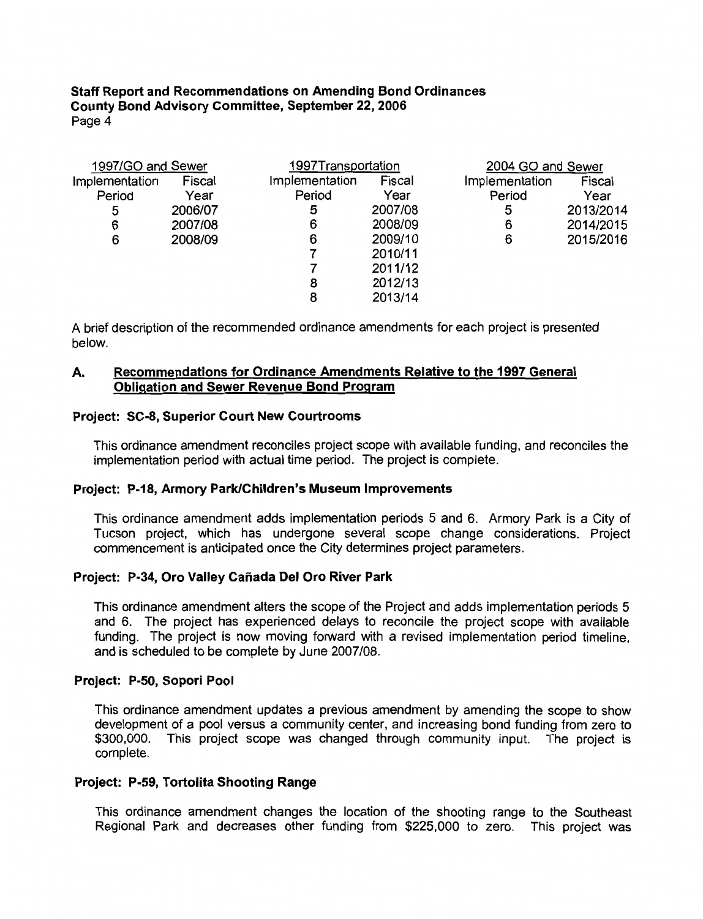| 1997/GO and Sewer | | 1997Transportation | | 2004 GO and Sewer | |
|---|---|---|---|---|---|
| Implementation Period | Fiscal Year | Implementation Period | Fiscal Year | Implementation Period | Fiscal Year |
| 5 | 2006/07 | 5 | 2007/08 | 5 | 2013/2014 |
| 6 | 2007/08 | 6 | 2008/09 | 6 | 2014/2015 |
| 6 | 2008/09 | 6 | 2009/10 | 6 | 2015/2016 |
| | | 7 | 2010/11 | | |
| | | 7 | 2011/12 | | |
| | | 8 | 2012/13 | | |
| | | 8 | 2013/14 | | |

A brief description of the recommended ordinance amendments for each project is presented below.

## A. Recommendations for Ordinance Amendments Relative to the 1997 General Obligation and Sewer Revenue Bond Program

**Project: SC-8, Superior Court New Courtrooms**

This ordinance amendment reconciles project scope with available funding, and reconciles the implementation period with actual time period. The project is complete.

**Project: P-18, Armory Park/Children's Museum Improvements**

This ordinance amendment adds implementation periods 5 and 6. Armory Park is a City of Tucson project, which has undergone several scope change considerations. Project commencement is anticipated once the City determines project parameters.

**Project: P-34, Oro Valley Cañada Del Oro River Park**

This ordinance amendment alters the scope of the Project and adds implementation periods 5 and 6. The project has experienced delays to reconcile the project scope with available funding. The project is now moving forward with a revised implementation period timeline, and is scheduled to be complete by June 2007/08.

**Project: P-50, Sopori Pool**

This ordinance amendment updates a previous amendment by amending the scope to show development of a pool versus a community center, and increasing bond funding from zero to $300,000. This project scope was changed through community input. The project is complete.

**Project: P-59, Tortolita Shooting Range**

This ordinance amendment changes the location of the shooting range to the Southeast Regional Park and decreases other funding from $225,000 to zero. This project was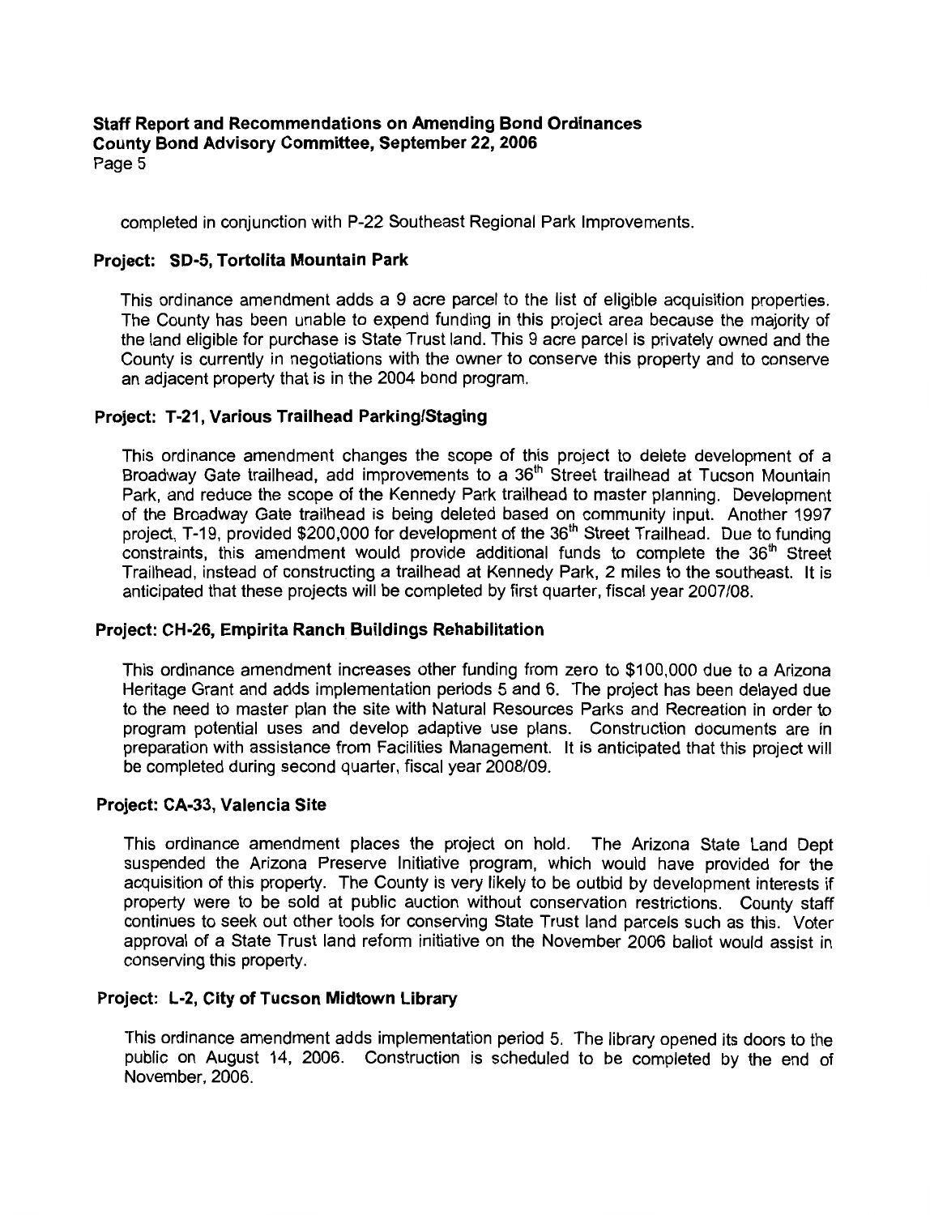completed in conjunction with P-22 Southeast Regional Park Improvements.

### Project: SD-5, Tortolita Mountain Park

This ordinance amendment adds a 9 acre parcel to the list of eligible acquisition properties. The County has been unable to expend funding in this project area because the majority of the land eligible for purchase is State Trust land. This 9 acre parcel is privately owned and the County is currently in negotiations with the owner to conserve this property and to conserve an adjacent property that is in the 2004 bond program.

### Project: T-21, Various Trailhead Parking/Staging

This ordinance amendment changes the scope of this project to delete development of a Broadway Gate trailhead, add improvements to a 36th Street trailhead at Tucson Mountain Park, and reduce the scope of the Kennedy Park trailhead to master planning. Development of the Broadway Gate trailhead is being deleted based on community input. Another 1997 project, T-19, provided $200,000 for development of the 36th Street Trailhead. Due to funding constraints, this amendment would provide additional funds to complete the 36th Street Trailhead, instead of constructing a trailhead at Kennedy Park, 2 miles to the southeast. It is anticipated that these projects will be completed by first quarter, fiscal year 2007/08.

### Project: CH-26, Empirita Ranch Buildings Rehabilitation

This ordinance amendment increases other funding from zero to $100,000 due to a Arizona Heritage Grant and adds implementation periods 5 and 6. The project has been delayed due to the need to master plan the site with Natural Resources Parks and Recreation in order to program potential uses and develop adaptive use plans. Construction documents are in preparation with assistance from Facilities Management. It is anticipated that this project will be completed during second quarter, fiscal year 2008/09.

### Project: CA-33, Valencia Site

This ordinance amendment places the project on hold. The Arizona State Land Dept suspended the Arizona Preserve Initiative program, which would have provided for the acquisition of this property. The County is very likely to be outbid by development interests if property were to be sold at public auction without conservation restrictions. County staff continues to seek out other tools for conserving State Trust land parcels such as this. Voter approval of a State Trust land reform initiative on the November 2006 ballot would assist in conserving this property.

### Project: L-2, City of Tucson Midtown Library

This ordinance amendment adds implementation period 5. The library opened its doors to the public on August 14, 2006. Construction is scheduled to be completed by the end of November, 2006.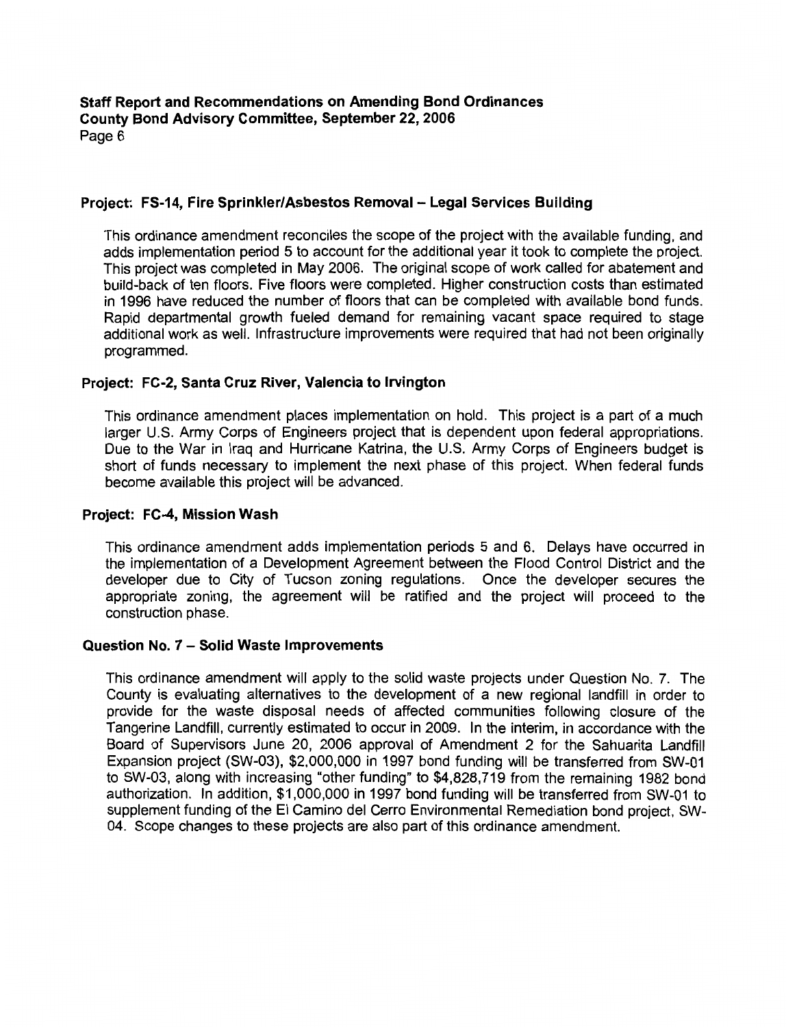### Project: FS-14, Fire Sprinkler/Asbestos Removal – Legal Services Building

This ordinance amendment reconciles the scope of the project with the available funding, and adds implementation period 5 to account for the additional year it took to complete the project. This project was completed in May 2006. The original scope of work called for abatement and build-back of ten floors. Five floors were completed. Higher construction costs than estimated in 1996 have reduced the number of floors that can be completed with available bond funds. Rapid departmental growth fueled demand for remaining vacant space required to stage additional work as well. Infrastructure improvements were required that had not been originally programmed.

### Project: FC-2, Santa Cruz River, Valencia to Irvington

This ordinance amendment places implementation on hold. This project is a part of a much larger U.S. Army Corps of Engineers project that is dependent upon federal appropriations. Due to the War in Iraq and Hurricane Katrina, the U.S. Army Corps of Engineers budget is short of funds necessary to implement the next phase of this project. When federal funds become available this project will be advanced.

### Project: FC-4, Mission Wash

This ordinance amendment adds implementation periods 5 and 6. Delays have occurred in the implementation of a Development Agreement between the Flood Control District and the developer due to City of Tucson zoning regulations. Once the developer secures the appropriate zoning, the agreement will be ratified and the project will proceed to the construction phase.

### Question No. 7 – Solid Waste Improvements

This ordinance amendment will apply to the solid waste projects under Question No. 7. The County is evaluating alternatives to the development of a new regional landfill in order to provide for the waste disposal needs of affected communities following closure of the Tangerine Landfill, currently estimated to occur in 2009. In the interim, in accordance with the Board of Supervisors June 20, 2006 approval of Amendment 2 for the Sahuarita Landfill Expansion project (SW-03), $2,000,000 in 1997 bond funding will be transferred from SW-01 to SW-03, along with increasing "other funding" to $4,828,719 from the remaining 1982 bond authorization. In addition, $1,000,000 in 1997 bond funding will be transferred from SW-01 to supplement funding of the El Camino del Cerro Environmental Remediation bond project, SW-04. Scope changes to these projects are also part of this ordinance amendment.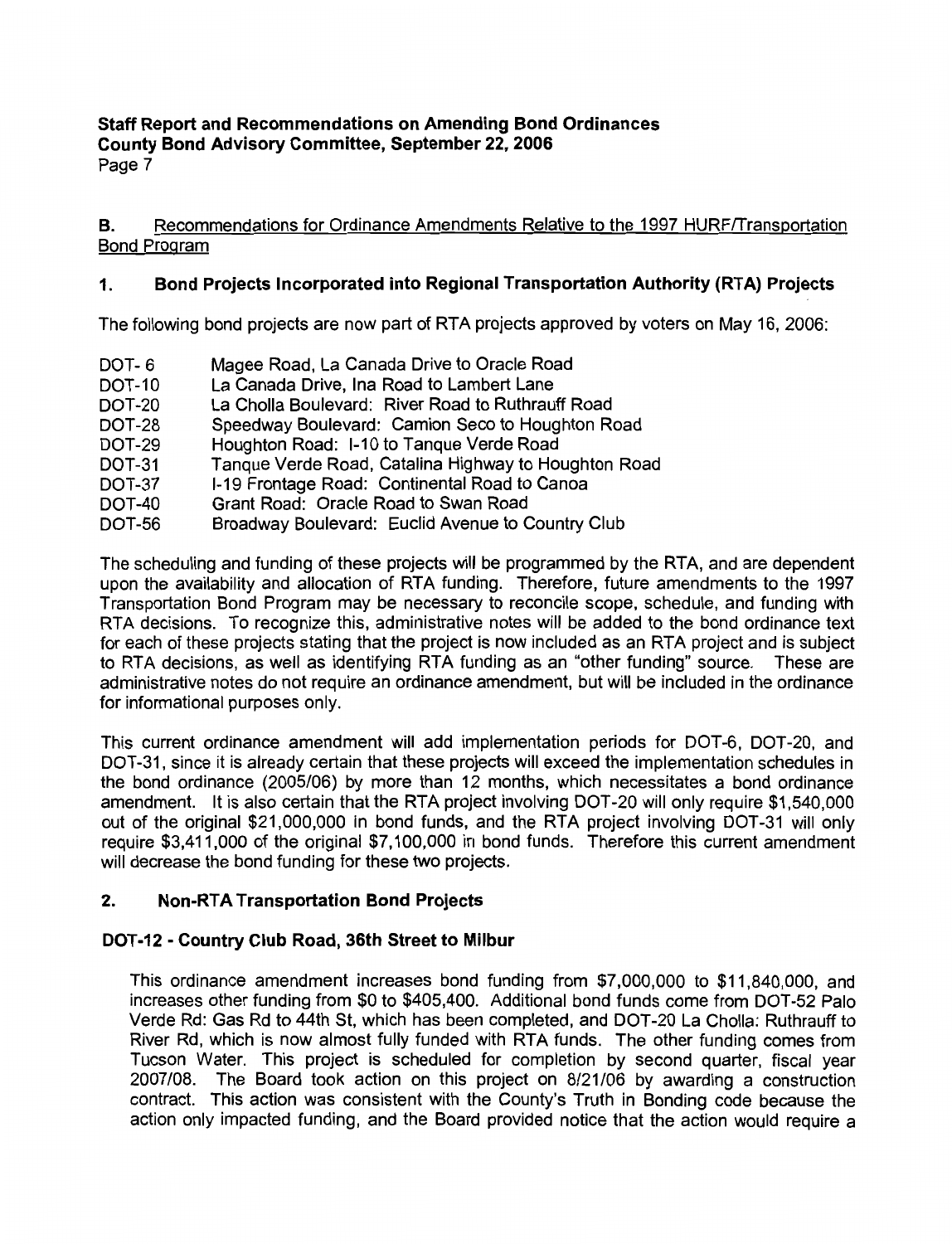**Staff Report and Recommendations on Amending Bond Ordinances**
**County Bond Advisory Committee, September 22, 2006**

**B.** Recommendations for Ordinance Amendments Relative to the 1997 HURF/Transportation Bond Program

### 1. Bond Projects Incorporated into Regional Transportation Authority (RTA) Projects

The following bond projects are now part of RTA projects approved by voters on May 16, 2006:

- DOT- 6 Magee Road, La Canada Drive to Oracle Road
- DOT-10 La Canada Drive, Ina Road to Lambert Lane
- DOT-20 La Cholla Boulevard: River Road to Ruthrauff Road
- DOT-28 Speedway Boulevard: Camion Seco to Houghton Road
- DOT-29 Houghton Road: I-10 to Tanque Verde Road
- DOT-31 Tanque Verde Road, Catalina Highway to Houghton Road
- DOT-37 I-19 Frontage Road: Continental Road to Canoa
- DOT-40 Grant Road: Oracle Road to Swan Road
- DOT-56 Broadway Boulevard: Euclid Avenue to Country Club

The scheduling and funding of these projects will be programmed by the RTA, and are dependent upon the availability and allocation of RTA funding. Therefore, future amendments to the 1997 Transportation Bond Program may be necessary to reconcile scope, schedule, and funding with RTA decisions. To recognize this, administrative notes will be added to the bond ordinance text for each of these projects stating that the project is now included as an RTA project and is subject to RTA decisions, as well as identifying RTA funding as an "other funding" source. These are administrative notes do not require an ordinance amendment, but will be included in the ordinance for informational purposes only.

This current ordinance amendment will add implementation periods for DOT-6, DOT-20, and DOT-31, since it is already certain that these projects will exceed the implementation schedules in the bond ordinance (2005/06) by more than 12 months, which necessitates a bond ordinance amendment. It is also certain that the RTA project involving DOT-20 will only require $1,540,000 out of the original $21,000,000 in bond funds, and the RTA project involving DOT-31 will only require $3,411,000 of the original $7,100,000 in bond funds. Therefore this current amendment will decrease the bond funding for these two projects.

### 2. Non-RTA Transportation Bond Projects

**DOT-12 - Country Club Road, 36th Street to Milbur**

This ordinance amendment increases bond funding from $7,000,000 to $11,840,000, and increases other funding from $0 to $405,400. Additional bond funds come from DOT-52 Palo Verde Rd: Gas Rd to 44th St, which has been completed, and DOT-20 La Cholla: Ruthrauff to River Rd, which is now almost fully funded with RTA funds. The other funding comes from Tucson Water. This project is scheduled for completion by second quarter, fiscal year 2007/08. The Board took action on this project on 8/21/06 by awarding a construction contract. This action was consistent with the County's Truth in Bonding code because the action only impacted funding, and the Board provided notice that the action would require a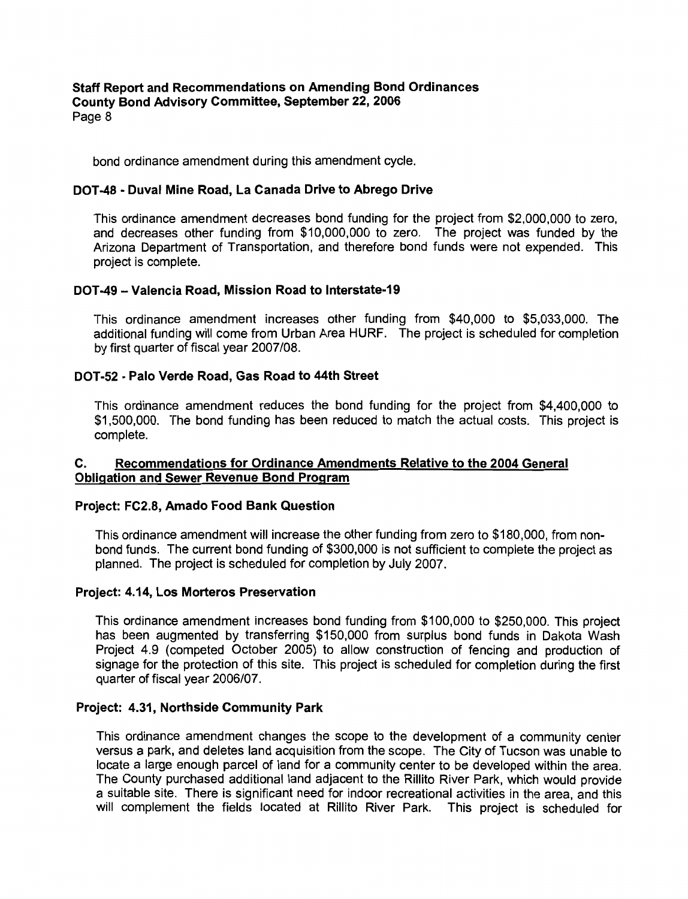bond ordinance amendment during this amendment cycle.

**DOT-48 - Duval Mine Road, La Canada Drive to Abrego Drive**

This ordinance amendment decreases bond funding for the project from $2,000,000 to zero, and decreases other funding from $10,000,000 to zero. The project was funded by the Arizona Department of Transportation, and therefore bond funds were not expended. This project is complete.

**DOT-49 – Valencia Road, Mission Road to Interstate-19**

This ordinance amendment increases other funding from $40,000 to $5,033,000. The additional funding will come from Urban Area HURF. The project is scheduled for completion by first quarter of fiscal year 2007/08.

**DOT-52 - Palo Verde Road, Gas Road to 44th Street**

This ordinance amendment reduces the bond funding for the project from $4,400,000 to $1,500,000. The bond funding has been reduced to match the actual costs. This project is complete.

## C. Recommendations for Ordinance Amendments Relative to the 2004 General Obligation and Sewer Revenue Bond Program

**Project: FC2.8, Amado Food Bank Question**

This ordinance amendment will increase the other funding from zero to $180,000, from non-bond funds. The current bond funding of $300,000 is not sufficient to complete the project as planned. The project is scheduled for completion by July 2007.

**Project: 4.14, Los Morteros Preservation**

This ordinance amendment increases bond funding from $100,000 to $250,000. This project has been augmented by transferring $150,000 from surplus bond funds in Dakota Wash Project 4.9 (competed October 2005) to allow construction of fencing and production of signage for the protection of this site. This project is scheduled for completion during the first quarter of fiscal year 2006/07.

**Project: 4.31, Northside Community Park**

This ordinance amendment changes the scope to the development of a community center versus a park, and deletes land acquisition from the scope. The City of Tucson was unable to locate a large enough parcel of land for a community center to be developed within the area. The County purchased additional land adjacent to the Rillito River Park, which would provide a suitable site. There is significant need for indoor recreational activities in the area, and this will complement the fields located at Rillito River Park. This project is scheduled for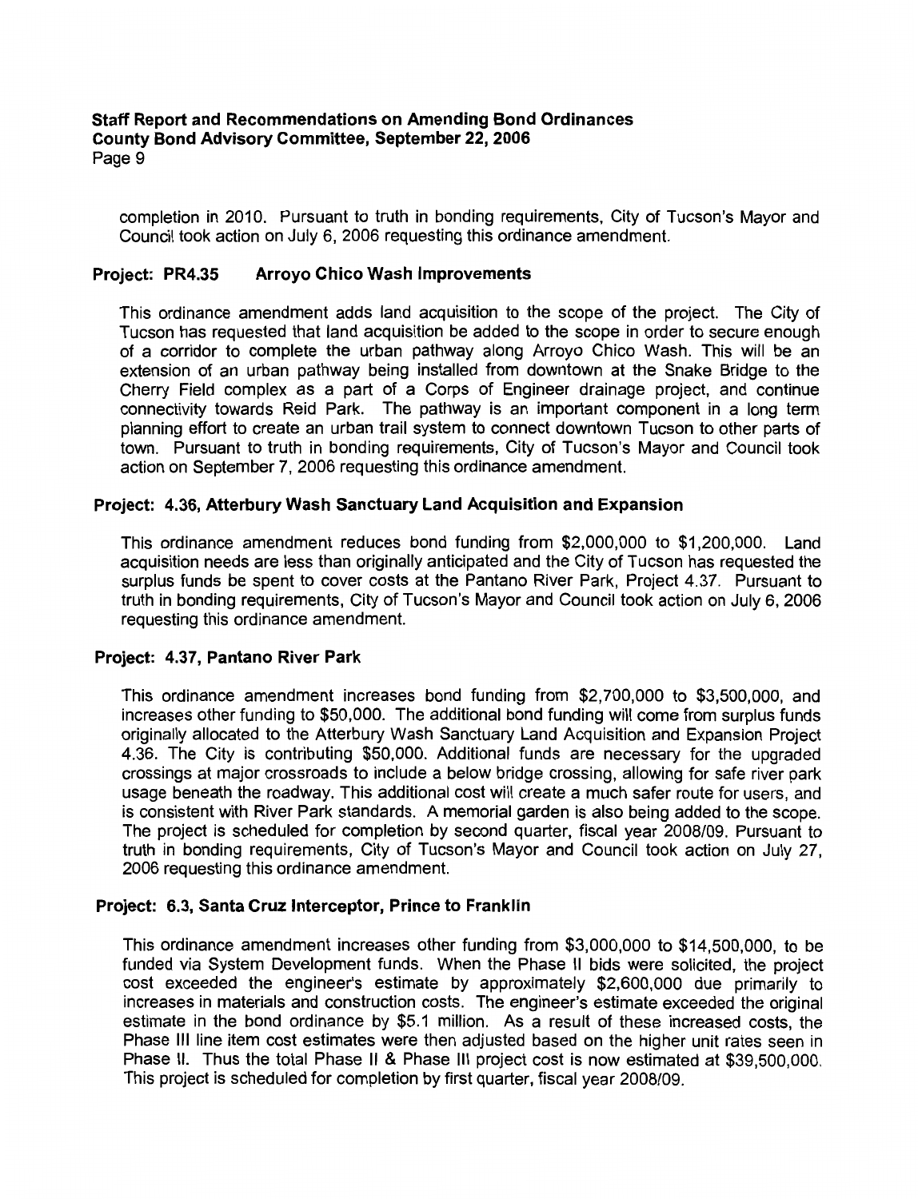completion in 2010. Pursuant to truth in bonding requirements, City of Tucson's Mayor and Council took action on July 6, 2006 requesting this ordinance amendment.

### Project: PR4.35 Arroyo Chico Wash Improvements

This ordinance amendment adds land acquisition to the scope of the project. The City of Tucson has requested that land acquisition be added to the scope in order to secure enough of a corridor to complete the urban pathway along Arroyo Chico Wash. This will be an extension of an urban pathway being installed from downtown at the Snake Bridge to the Cherry Field complex as a part of a Corps of Engineer drainage project, and continue connectivity towards Reid Park. The pathway is an important component in a long term planning effort to create an urban trail system to connect downtown Tucson to other parts of town. Pursuant to truth in bonding requirements, City of Tucson's Mayor and Council took action on September 7, 2006 requesting this ordinance amendment.

### Project: 4.36, Atterbury Wash Sanctuary Land Acquisition and Expansion

This ordinance amendment reduces bond funding from $2,000,000 to $1,200,000. Land acquisition needs are less than originally anticipated and the City of Tucson has requested the surplus funds be spent to cover costs at the Pantano River Park, Project 4.37. Pursuant to truth in bonding requirements, City of Tucson's Mayor and Council took action on July 6, 2006 requesting this ordinance amendment.

### Project: 4.37, Pantano River Park

This ordinance amendment increases bond funding from $2,700,000 to $3,500,000, and increases other funding to $50,000. The additional bond funding will come from surplus funds originally allocated to the Atterbury Wash Sanctuary Land Acquisition and Expansion Project 4.36. The City is contributing $50,000. Additional funds are necessary for the upgraded crossings at major crossroads to include a below bridge crossing, allowing for safe river park usage beneath the roadway. This additional cost will create a much safer route for users, and is consistent with River Park standards. A memorial garden is also being added to the scope. The project is scheduled for completion by second quarter, fiscal year 2008/09. Pursuant to truth in bonding requirements, City of Tucson's Mayor and Council took action on July 27, 2006 requesting this ordinance amendment.

### Project: 6.3, Santa Cruz Interceptor, Prince to Franklin

This ordinance amendment increases other funding from $3,000,000 to $14,500,000, to be funded via System Development funds. When the Phase II bids were solicited, the project cost exceeded the engineer's estimate by approximately $2,600,000 due primarily to increases in materials and construction costs. The engineer's estimate exceeded the original estimate in the bond ordinance by $5.1 million. As a result of these increased costs, the Phase III line item cost estimates were then adjusted based on the higher unit rates seen in Phase II. Thus the total Phase II & Phase III project cost is now estimated at $39,500,000. This project is scheduled for completion by first quarter, fiscal year 2008/09.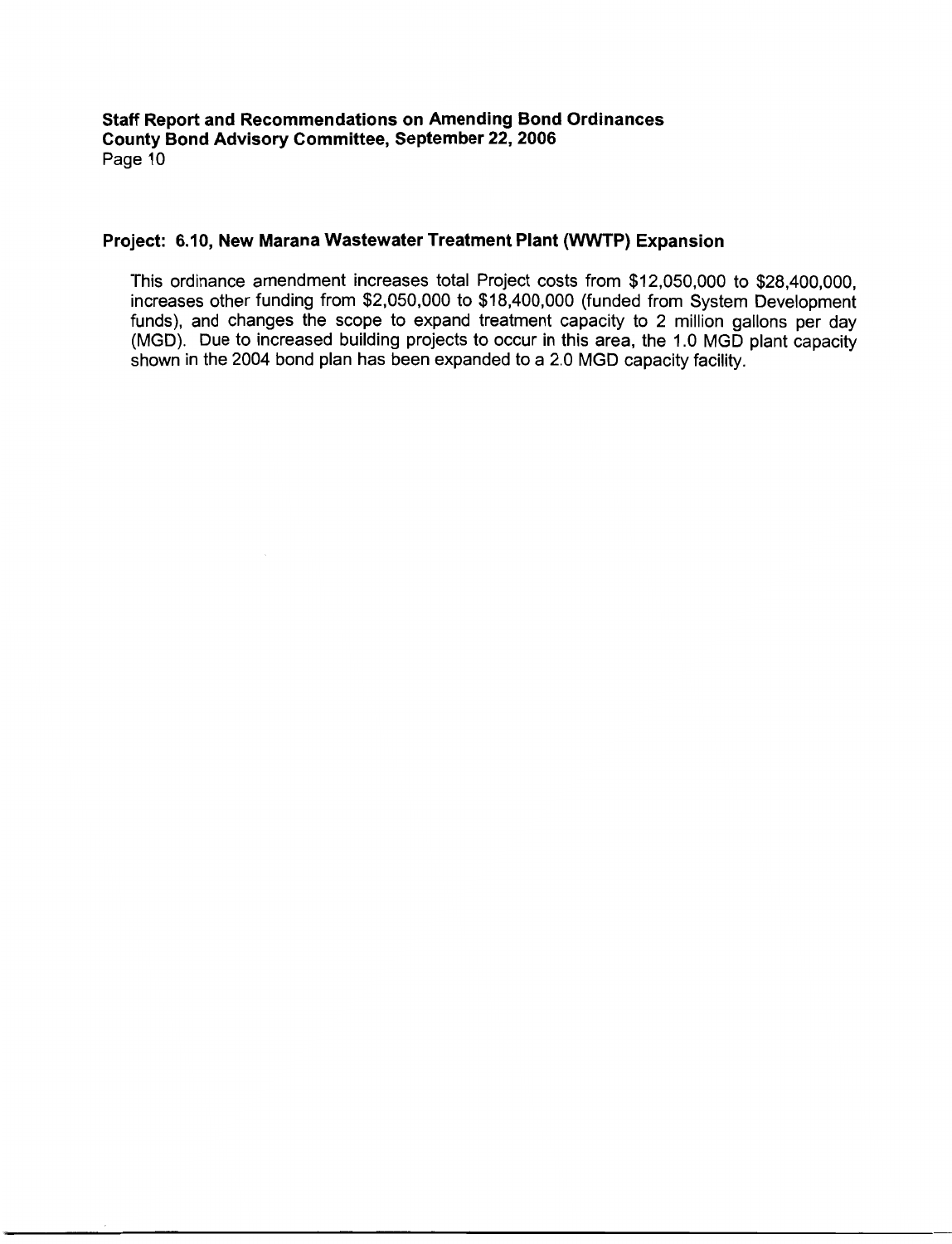## Project: 6.10, New Marana Wastewater Treatment Plant (WWTP) Expansion

This ordinance amendment increases total Project costs from $12,050,000 to $28,400,000, increases other funding from $2,050,000 to $18,400,000 (funded from System Development funds), and changes the scope to expand treatment capacity to 2 million gallons per day (MGD). Due to increased building projects to occur in this area, the 1.0 MGD plant capacity shown in the 2004 bond plan has been expanded to a 2.0 MGD capacity facility.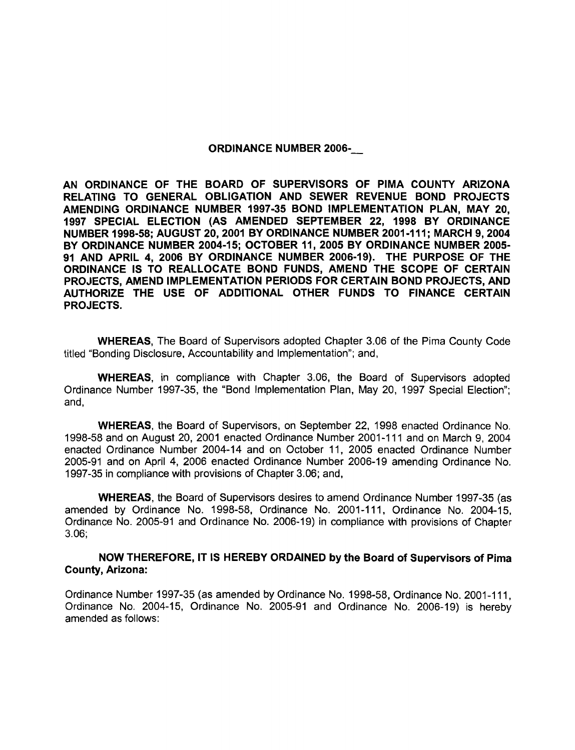# ORDINANCE NUMBER 2006-__

**AN ORDINANCE OF THE BOARD OF SUPERVISORS OF PIMA COUNTY ARIZONA RELATING TO GENERAL OBLIGATION AND SEWER REVENUE BOND PROJECTS AMENDING ORDINANCE NUMBER 1997-35 BOND IMPLEMENTATION PLAN, MAY 20, 1997 SPECIAL ELECTION (AS AMENDED SEPTEMBER 22, 1998 BY ORDINANCE NUMBER 1998-58; AUGUST 20, 2001 BY ORDINANCE NUMBER 2001-111; MARCH 9, 2004 BY ORDINANCE NUMBER 2004-15; OCTOBER 11, 2005 BY ORDINANCE NUMBER 2005-91 AND APRIL 4, 2006 BY ORDINANCE NUMBER 2006-19). THE PURPOSE OF THE ORDINANCE IS TO REALLOCATE BOND FUNDS, AMEND THE SCOPE OF CERTAIN PROJECTS, AMEND IMPLEMENTATION PERIODS FOR CERTAIN BOND PROJECTS, AND AUTHORIZE THE USE OF ADDITIONAL OTHER FUNDS TO FINANCE CERTAIN PROJECTS.**

**WHEREAS**, The Board of Supervisors adopted Chapter 3.06 of the Pima County Code titled "Bonding Disclosure, Accountability and Implementation"; and,

**WHEREAS**, in compliance with Chapter 3.06, the Board of Supervisors adopted Ordinance Number 1997-35, the "Bond Implementation Plan, May 20, 1997 Special Election"; and,

**WHEREAS**, the Board of Supervisors, on September 22, 1998 enacted Ordinance No. 1998-58 and on August 20, 2001 enacted Ordinance Number 2001-111 and on March 9, 2004 enacted Ordinance Number 2004-14 and on October 11, 2005 enacted Ordinance Number 2005-91 and on April 4, 2006 enacted Ordinance Number 2006-19 amending Ordinance No. 1997-35 in compliance with provisions of Chapter 3.06; and,

**WHEREAS**, the Board of Supervisors desires to amend Ordinance Number 1997-35 (as amended by Ordinance No. 1998-58, Ordinance No. 2001-111, Ordinance No. 2004-15, Ordinance No. 2005-91 and Ordinance No. 2006-19) in compliance with provisions of Chapter 3.06;

**NOW THEREFORE, IT IS HEREBY ORDAINED by the Board of Supervisors of Pima County, Arizona:**

Ordinance Number 1997-35 (as amended by Ordinance No. 1998-58, Ordinance No. 2001-111, Ordinance No. 2004-15, Ordinance No. 2005-91 and Ordinance No. 2006-19) is hereby amended as follows: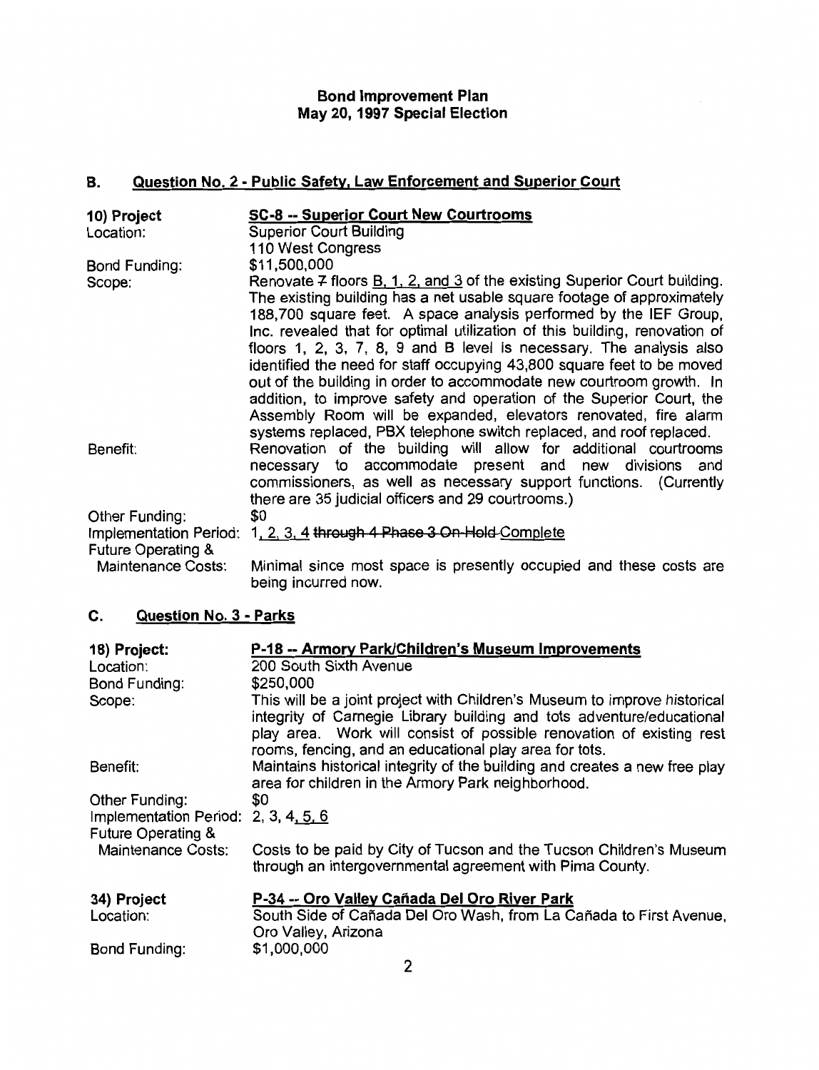**Bond Improvement Plan**
**May 20, 1997 Special Election**

## B. Question No. 2 - Public Safety, Law Enforcement and Superior Court

| | |
|---|---|
| **10) Project** | **SC-8 -- Superior Court New Courtrooms** |
| Location: | Superior Court Building<br>110 West Congress |
| Bond Funding: | $11,500,000 |
| Scope: | Renovate ~~7~~ floors B, 1, 2, and 3 of the existing Superior Court building. The existing building has a net usable square footage of approximately 188,700 square feet. A space analysis performed by the IEF Group, Inc. revealed that for optimal utilization of this building, renovation of floors 1, 2, 3, 7, 8, 9 and B level is necessary. The analysis also identified the need for staff occupying 43,800 square feet to be moved out of the building in order to accommodate new courtroom growth. In addition, to improve safety and operation of the Superior Court, the Assembly Room will be expanded, elevators renovated, fire alarm systems replaced, PBX telephone switch replaced, and roof replaced. |
| Benefit: | Renovation of the building will allow for additional courtrooms necessary to accommodate present and new divisions and commissioners, as well as necessary support functions. (Currently there are 35 judicial officers and 29 courtrooms.) |
| Other Funding: | $0 |
| Implementation Period: | 1, 2, 3, 4 ~~through 4 Phase 3 On-Hold~~ Complete |
| Future Operating & Maintenance Costs: | Minimal since most space is presently occupied and these costs are being incurred now. |

## C. Question No. 3 - Parks

| | |
|---|---|
| **18) Project:** | **P-18 -- Armory Park/Children's Museum Improvements** |
| Location: | 200 South Sixth Avenue |
| Bond Funding: | $250,000 |
| Scope: | This will be a joint project with Children's Museum to improve historical integrity of Carnegie Library building and tots adventure/educational play area. Work will consist of possible renovation of existing rest rooms, fencing, and an educational play area for tots. |
| Benefit: | Maintains historical integrity of the building and creates a new free play area for children in the Armory Park neighborhood. |
| Other Funding: | $0 |
| Implementation Period: | 2, 3, 4, 5, 6 |
| Future Operating & Maintenance Costs: | Costs to be paid by City of Tucson and the Tucson Children's Museum through an intergovernmental agreement with Pima County. |

| | |
|---|---|
| **34) Project** | **P-34 -- Oro Valley Cañada Del Oro River Park** |
| Location: | South Side of Cañada Del Oro Wash, from La Cañada to First Avenue, Oro Valley, Arizona |
| Bond Funding: | $1,000,000 |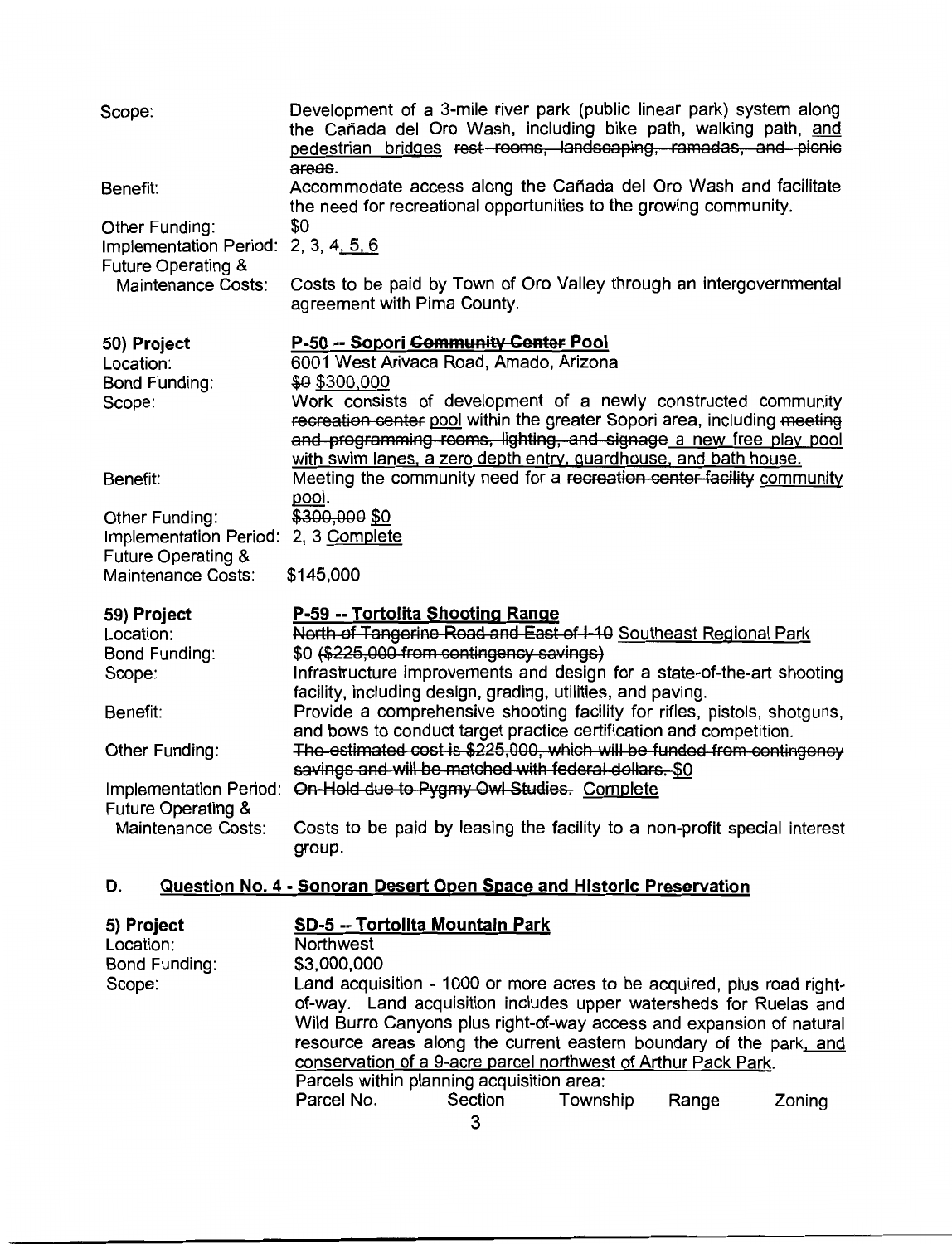Scope: Development of a 3-mile river park (public linear park) system along the Cañada del Oro Wash, including bike path, walking path, <u>and pedestrian bridges</u> ~~rest rooms, landscaping, ramadas, and picnic areas~~.

Benefit: Accommodate access along the Cañada del Oro Wash and facilitate the need for recreational opportunities to the growing community.

Other Funding: $0

Implementation Period: 2, 3, 4<u>, 5, 6</u>

Future Operating & Maintenance Costs: Costs to be paid by Town of Oro Valley through an intergovernmental agreement with Pima County.

**50) Project** **<u>P-50 -- Sopori ~~Community Center~~ Pool</u>**

Location: 6001 West Arivaca Road, Amado, Arizona

Bond Funding: ~~$0~~ <u>$300,000</u>

Scope: Work consists of development of a newly constructed community ~~recreation center~~ <u>pool</u> within the greater Sopori area, including ~~meeting and programming rooms, lighting, and signage~~ <u>a new free play pool with swim lanes, a zero depth entry, guardhouse, and bath house.</u>

Benefit: Meeting the community need for a ~~recreation center facility~~ <u>community pool</u>.

Other Funding: ~~$300,000~~ <u>$0</u>

Implementation Period: ~~2, 3~~ <u>Complete</u>

Future Operating & Maintenance Costs: $145,000

**59) Project** **<u>P-59 -- Tortolita Shooting Range</u>**

Location: ~~North of Tangerine Road and East of I-10~~ <u>Southeast Regional Park</u>

Bond Funding: $0 ~~($225,000 from contingency savings)~~

Scope: Infrastructure improvements and design for a state-of-the-art shooting facility, including design, grading, utilities, and paving.

Benefit: Provide a comprehensive shooting facility for rifles, pistols, shotguns, and bows to conduct target practice certification and competition.

Other Funding: ~~The estimated cost is $225,000, which will be funded from contingency savings and will be matched with federal dollars.~~ <u>$0</u>

Implementation Period: ~~On Hold due to Pygmy Owl Studies.~~ <u>Complete</u>

Future Operating & Maintenance Costs: Costs to be paid by leasing the facility to a non-profit special interest group.

## D. <u>Question No. 4 - Sonoran Desert Open Space and Historic Preservation</u>

**5) Project** **<u>SD-5 -- Tortolita Mountain Park</u>**

Location: Northwest

Bond Funding: $3,000,000

Scope: Land acquisition - 1000 or more acres to be acquired, plus road right-of-way. Land acquisition includes upper watersheds for Ruelas and Wild Burro Canyons plus right-of-way access and expansion of natural resource areas along the current eastern boundary of the park<u>, and conservation of a 9-acre parcel northwest of Arthur Pack Park</u>.

Parcels within planning acquisition area:

| Parcel No. | Section | Township | Range | Zoning |
|---|---|---|---|---|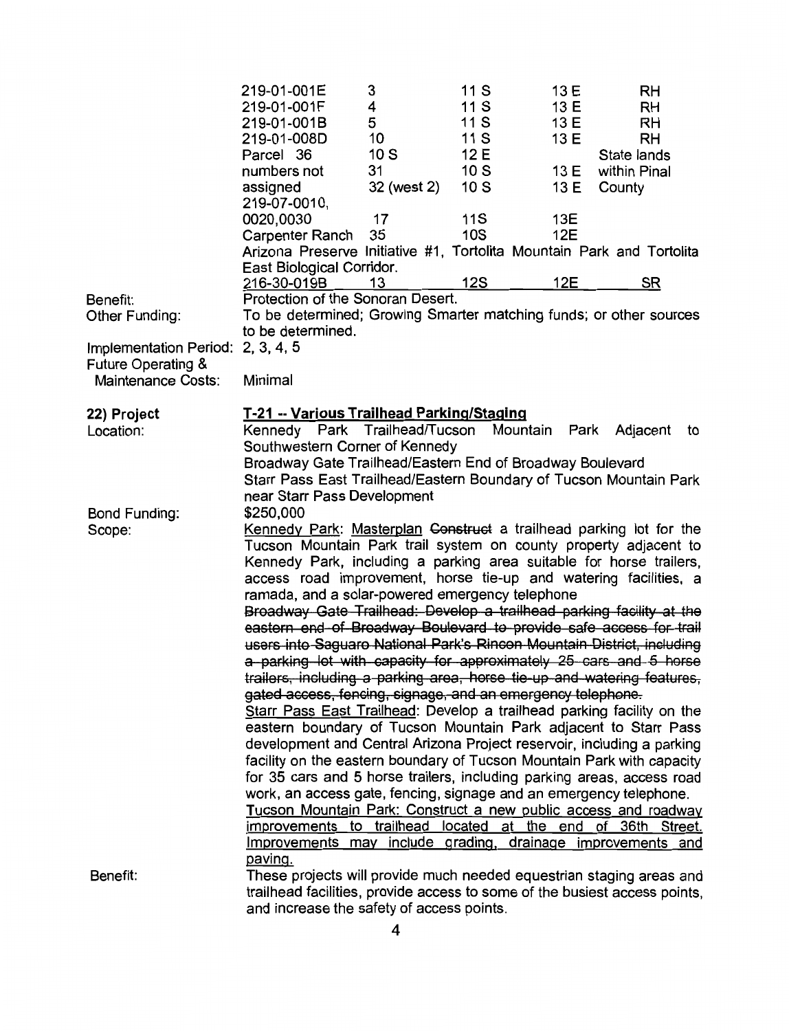| | | | | |
|---|---|---|---|---|
| 219-01-001E | 3 | 11 S | 13 E | RH |
| 219-01-001F | 4 | 11 S | 13 E | RH |
| 219-01-001B | 5 | 11 S | 13 E | RH |
| 219-01-008D | 10 | 11 S | 13 E | RH |
| Parcel numbers not assigned | 36 | 10 S | 12 E | State lands within Pinal County |
| | 31 | 10 S | 13 E | |
| | 32 (west 2) | 10 S | 13 E | |
| 219-07-0010, 0020,0030 | 17 | 11S | 13E | |
| Carpenter Ranch | 35 | 10S | 12E | |

Arizona Preserve Initiative #1, Tortolita Mountain Park and Tortolita East Biological Corridor.

| | | | | |
|---|---|---|---|---|
| <u>216-30-019B</u> | <u>13</u> | <u>12S</u> | <u>12E</u> | <u>SR</u> |

Benefit: Protection of the Sonoran Desert.

Other Funding: To be determined; Growing Smarter matching funds; or other sources to be determined.

Implementation Period: 2, 3, 4, 5

Future Operating & Maintenance Costs: Minimal

**22) Project** **<u>T-21 -- Various Trailhead Parking/Staging</u>**

Location: Kennedy Park Trailhead/Tucson Mountain Park Adjacent to Southwestern Corner of Kennedy
Broadway Gate Trailhead/Eastern End of Broadway Boulevard
Starr Pass East Trailhead/Eastern Boundary of Tucson Mountain Park near Starr Pass Development

Bond Funding: $250,000

Scope: <u>Kennedy Park</u>: <u>Masterplan</u> ~~Construct~~ a trailhead parking lot for the Tucson Mountain Park trail system on county property adjacent to Kennedy Park, including a parking area suitable for horse trailers, access road improvement, horse tie-up and watering facilities, a ramada, and a solar-powered emergency telephone

~~Broadway Gate Trailhead: Develop a trailhead parking facility at the eastern end of Broadway Boulevard to provide safe access for trail users into Saguaro National Park's Rincon Mountain District, including a parking lot with capacity for approximately 25 cars and 5 horse trailers, including a parking area, horse tie-up and watering features, gated access, fencing, signage, and an emergency telephone.~~

<u>Starr Pass East Trailhead</u>: Develop a trailhead parking facility on the eastern boundary of Tucson Mountain Park adjacent to Starr Pass development and Central Arizona Project reservoir, including a parking facility on the eastern boundary of Tucson Mountain Park with capacity for 35 cars and 5 horse trailers, including parking areas, access road work, an access gate, fencing, signage and an emergency telephone.

<u>Tucson Mountain Park: Construct a new public access and roadway improvements to trailhead located at the end of 36th Street. Improvements may include grading, drainage improvements and paving.</u>

Benefit: These projects will provide much needed equestrian staging areas and trailhead facilities, provide access to some of the busiest access points, and increase the safety of access points.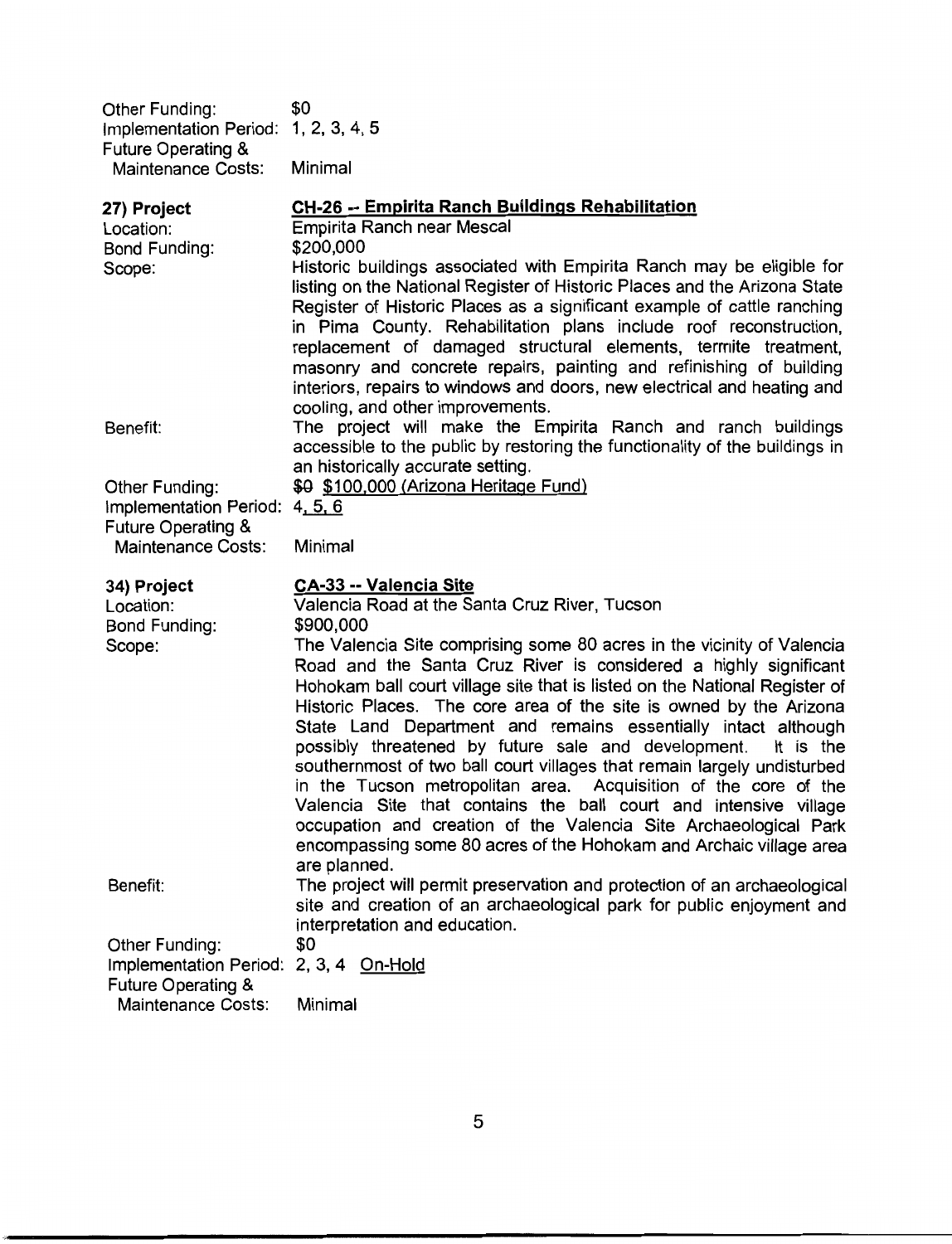Other Funding: $0
Implementation Period: 1, 2, 3, 4, 5
Future Operating & Maintenance Costs: Minimal

**27) Project** — **CH-26 -- Empirita Ranch Buildings Rehabilitation**

Location: Empirita Ranch near Mescal

Bond Funding: $200,000

Scope: Historic buildings associated with Empirita Ranch may be eligible for listing on the National Register of Historic Places and the Arizona State Register of Historic Places as a significant example of cattle ranching in Pima County. Rehabilitation plans include roof reconstruction, replacement of damaged structural elements, termite treatment, masonry and concrete repairs, painting and refinishing of building interiors, repairs to windows and doors, new electrical and heating and cooling, and other improvements.

Benefit: The project will make the Empirita Ranch and ranch buildings accessible to the public by restoring the functionality of the buildings in an historically accurate setting.

Other Funding: ~~$0~~ $100,000 (Arizona Heritage Fund)

Implementation Period: 4, 5, 6

Future Operating & Maintenance Costs: Minimal

**34) Project** — **CA-33 -- Valencia Site**

Location: Valencia Road at the Santa Cruz River, Tucson

Bond Funding: $900,000

Scope: The Valencia Site comprising some 80 acres in the vicinity of Valencia Road and the Santa Cruz River is considered a highly significant Hohokam ball court village site that is listed on the National Register of Historic Places. The core area of the site is owned by the Arizona State Land Department and remains essentially intact although possibly threatened by future sale and development. It is the southernmost of two ball court villages that remain largely undisturbed in the Tucson metropolitan area. Acquisition of the core of the Valencia Site that contains the ball court and intensive village occupation and creation of the Valencia Site Archaeological Park encompassing some 80 acres of the Hohokam and Archaic village area are planned.

Benefit: The project will permit preservation and protection of an archaeological site and creation of an archaeological park for public enjoyment and interpretation and education.

Other Funding: $0

Implementation Period: 2, 3, 4 On-Hold

Future Operating & Maintenance Costs: Minimal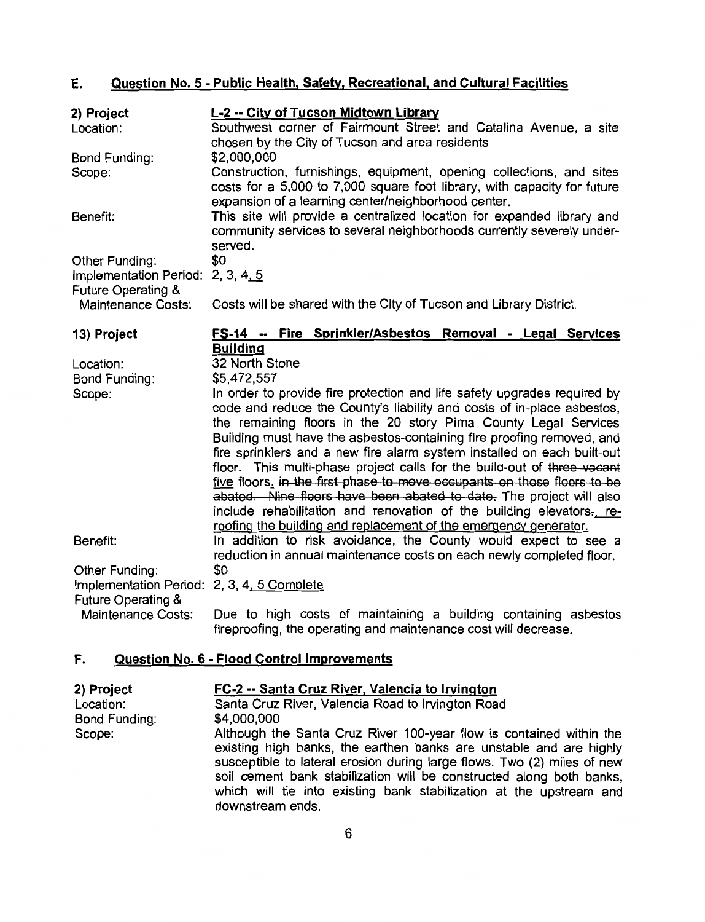## E. Question No. 5 - Public Health, Safety, Recreational, and Cultural Facilities

**2) Project** — **L-2 -- City of Tucson Midtown Library**

Location: Southwest corner of Fairmount Street and Catalina Avenue, a site chosen by the City of Tucson and area residents

Bond Funding: $2,000,000

Scope: Construction, furnishings, equipment, opening collections, and sites costs for a 5,000 to 7,000 square foot library, with capacity for future expansion of a learning center/neighborhood center.

Benefit: This site will provide a centralized location for expanded library and community services to several neighborhoods currently severely under-served.

Other Funding: $0

Implementation Period: 2, 3, 4, 5

Future Operating & Maintenance Costs: Costs will be shared with the City of Tucson and Library District.

**13) Project** — **FS-14 -- Fire Sprinkler/Asbestos Removal - Legal Services Building**

Location: 32 North Stone

Bond Funding: $5,472,557

Scope: In order to provide fire protection and life safety upgrades required by code and reduce the County's liability and costs of in-place asbestos, the remaining floors in the 20 story Pima County Legal Services Building must have the asbestos-containing fire proofing removed, and fire sprinklers and a new fire alarm system installed on each built-out floor. This multi-phase project calls for the build-out of ~~three vacant~~ five floors. ~~in the first phase to move occupants on those floors to be abated. Nine floors have been abated to date.~~ The project will also include rehabilitation and renovation of the building elevators~~.~~, re-roofing the building and replacement of the emergency generator.

Benefit: In addition to risk avoidance, the County would expect to see a reduction in annual maintenance costs on each newly completed floor.

Other Funding: $0

Implementation Period: 2, 3, 4, 5 Complete

Future Operating & Maintenance Costs: Due to high costs of maintaining a building containing asbestos fireproofing, the operating and maintenance cost will decrease.

## F. Question No. 6 - Flood Control Improvements

**2) Project** — **FC-2 -- Santa Cruz River, Valencia to Irvington**

Location: Santa Cruz River, Valencia Road to Irvington Road

Bond Funding: $4,000,000

Scope: Although the Santa Cruz River 100-year flow is contained within the existing high banks, the earthen banks are unstable and are highly susceptible to lateral erosion during large flows. Two (2) miles of new soil cement bank stabilization will be constructed along both banks, which will tie into existing bank stabilization at the upstream and downstream ends.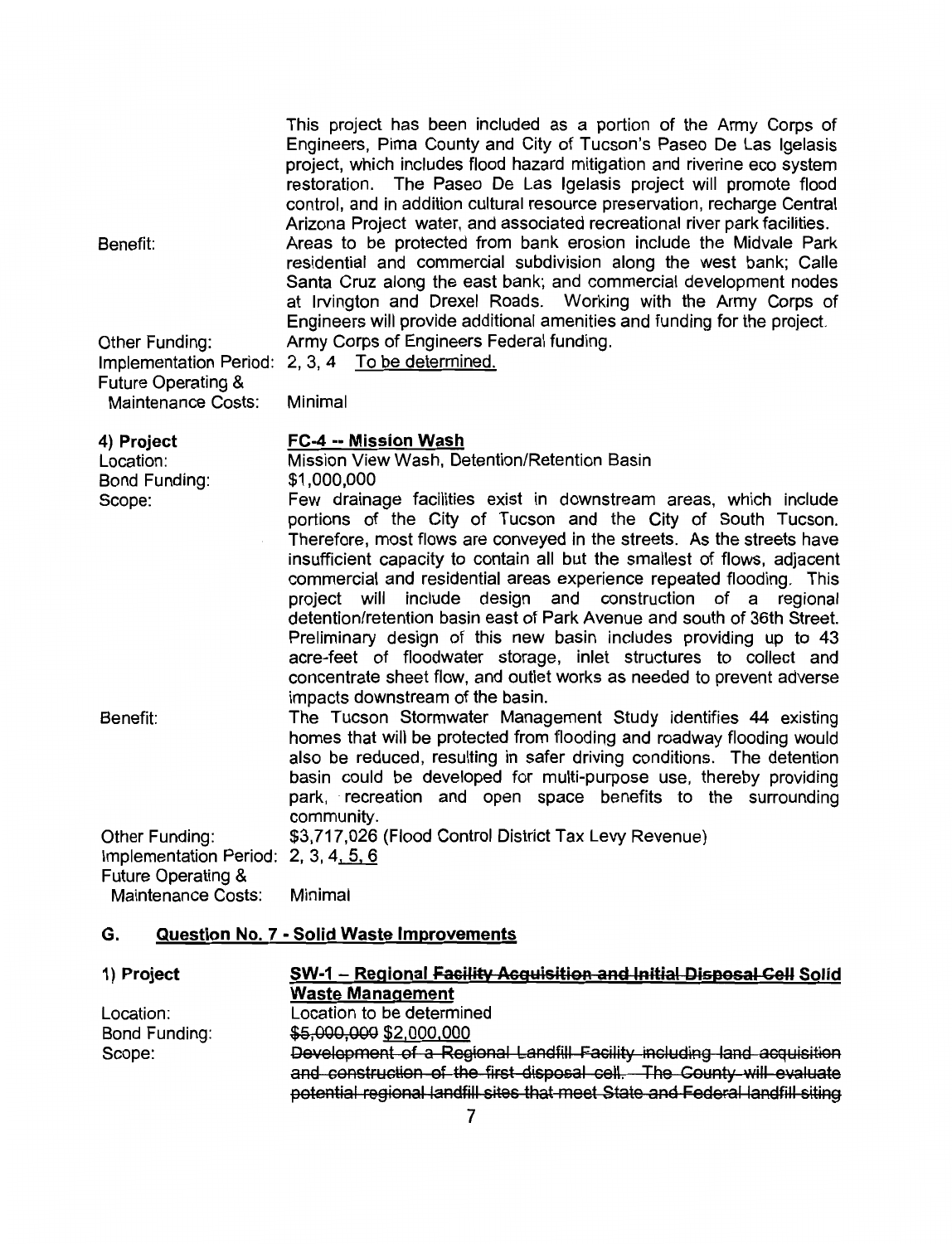This project has been included as a portion of the Army Corps of Engineers, Pima County and City of Tucson's Paseo De Las Igelasis project, which includes flood hazard mitigation and riverine eco system restoration. The Paseo De Las Igelasis project will promote flood control, and in addition cultural resource preservation, recharge Central Arizona Project water, and associated recreational river park facilities.

Benefit: Areas to be protected from bank erosion include the Midvale Park residential and commercial subdivision along the west bank; Calle Santa Cruz along the east bank; and commercial development nodes at Irvington and Drexel Roads. Working with the Army Corps of Engineers will provide additional amenities and funding for the project.

Other Funding: Army Corps of Engineers Federal funding.

Implementation Period: 2, 3, 4 <u>To be determined.</u>

Future Operating & Maintenance Costs: Minimal

**4) Project** **<u>FC-4 -- Mission Wash</u>**

Location: Mission View Wash, Detention/Retention Basin

Bond Funding: $1,000,000

Scope: Few drainage facilities exist in downstream areas, which include portions of the City of Tucson and the City of South Tucson. Therefore, most flows are conveyed in the streets. As the streets have insufficient capacity to contain all but the smallest of flows, adjacent commercial and residential areas experience repeated flooding. This project will include design and construction of a regional detention/retention basin east of Park Avenue and south of 36th Street. Preliminary design of this new basin includes providing up to 43 acre-feet of floodwater storage, inlet structures to collect and concentrate sheet flow, and outlet works as needed to prevent adverse impacts downstream of the basin.

Benefit: The Tucson Stormwater Management Study identifies 44 existing homes that will be protected from flooding and roadway flooding would also be reduced, resulting in safer driving conditions. The detention basin could be developed for multi-purpose use, thereby providing park, recreation and open space benefits to the surrounding community.

Other Funding: $3,717,026 (Flood Control District Tax Levy Revenue)

Implementation Period: 2, 3, 4<u>, 5, 6</u>

Future Operating & Maintenance Costs: Minimal

## G. <u>Question No. 7 - Solid Waste Improvements</u>

**1) Project** **<u>SW-1 – Regional ~~Facility Acquisition and Initial Disposal Cell~~ Solid Waste Management</u>**

Location: Location to be determined

Bond Funding: ~~$5,000,000~~ <u>$2,000,000</u>

Scope: ~~Development of a Regional Landfill Facility including land acquisition and construction of the first disposal cell. The County will evaluate potential regional landfill sites that meet State and Federal landfill siting~~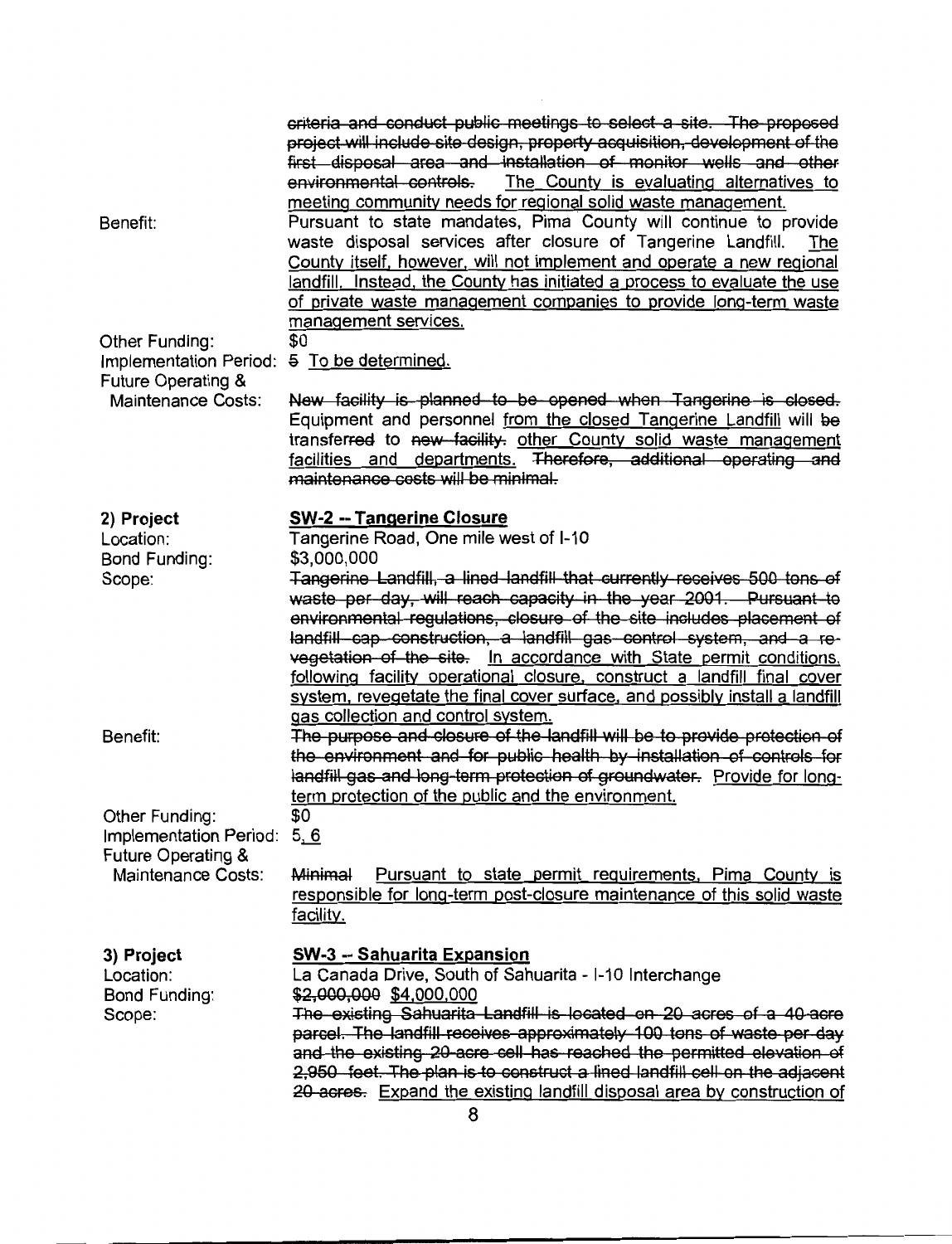~~criteria and conduct public meetings to select a site. The proposed project will include site design, property acquisition, development of the first disposal area and installation of monitor wells and other environmental controls.~~ The County is evaluating alternatives to meeting community needs for regional solid waste management.

**Benefit:** Pursuant to state mandates, Pima County will continue to provide waste disposal services after closure of Tangerine Landfill. The County itself, however, will not implement and operate a new regional landfill. Instead, the County has initiated a process to evaluate the use of private waste management companies to provide long-term waste management services.

**Other Funding:** $0

**Implementation Period:** ~~5~~ To be determined.

**Future Operating & Maintenance Costs:** ~~New facility is planned to be opened when Tangerine is closed.~~ Equipment and personnel from the closed Tangerine Landfill will ~~be~~ transferred to ~~new facility.~~ other County solid waste management facilities and departments. ~~Therefore, additional operating and maintenance costs will be minimal.~~

**2) Project** **SW-2 -- Tangerine Closure**

**Location:** Tangerine Road, One mile west of I-10

**Bond Funding:** $3,000,000

**Scope:** ~~Tangerine Landfill, a lined landfill that currently receives 500 tons of waste per day, will reach capacity in the year 2001. Pursuant to environmental regulations, closure of the site includes placement of landfill cap construction, a landfill gas control system, and a re-vegetation of the site.~~ In accordance with State permit conditions, following facility operational closure, construct a landfill final cover system, revegetate the final cover surface, and possibly install a landfill gas collection and control system.

**Benefit:** ~~The purpose and closure of the landfill will be to provide protection of the environment and for public health by installation of controls for landfill gas and long-term protection of groundwater.~~ Provide for long-term protection of the public and the environment.

**Other Funding:** $0

**Implementation Period:** 5, 6

**Future Operating & Maintenance Costs:** ~~Minimal~~ Pursuant to state permit requirements, Pima County is responsible for long-term post-closure maintenance of this solid waste facility.

**3) Project** **SW-3 -- Sahuarita Expansion**

**Location:** La Canada Drive, South of Sahuarita - I-10 Interchange

**Bond Funding:** ~~$2,000,000~~ $4,000,000

**Scope:** ~~The existing Sahuarita Landfill is located on 20 acres of a 40-acre parcel. The landfill receives approximately 100 tons of waste per day and the existing 20-acre cell has reached the permitted elevation of 2,950 feet. The plan is to construct a lined landfill cell on the adjacent 20 acres.~~ Expand the existing landfill disposal area by construction of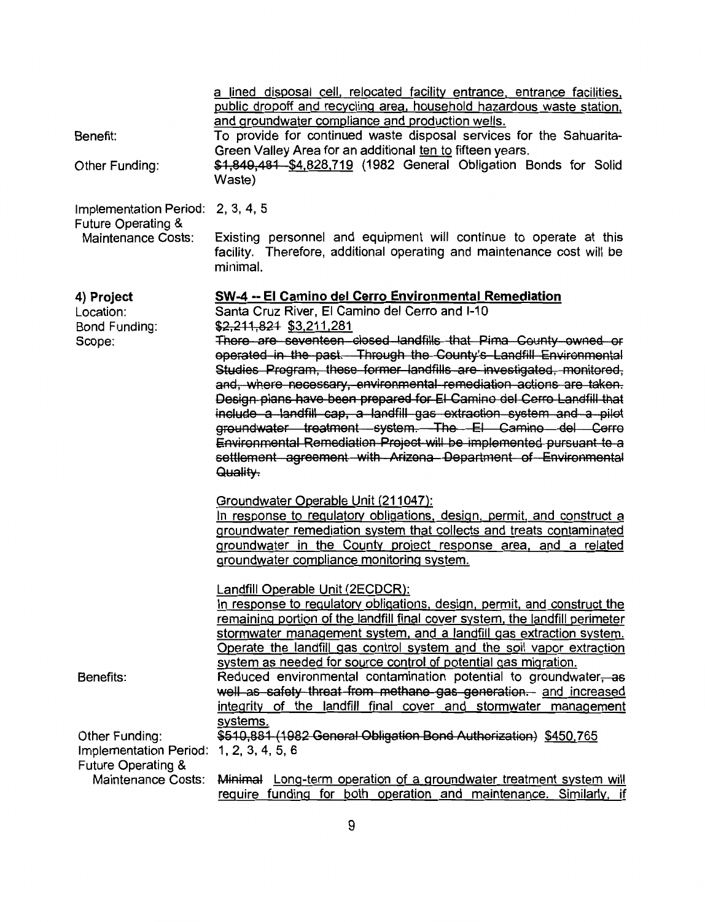a lined disposal cell, relocated facility entrance, entrance facilities, public dropoff and recycling area, household hazardous waste station, and groundwater compliance and production wells.

Benefit: To provide for continued waste disposal services for the Sahuarita-Green Valley Area for an additional ten to fifteen years.

Other Funding: ~~$1,849,481~~ $4,828,719 (1982 General Obligation Bonds for Solid Waste)

Implementation Period: 2, 3, 4, 5

Future Operating & Maintenance Costs: Existing personnel and equipment will continue to operate at this facility. Therefore, additional operating and maintenance cost will be minimal.

**4) Project** **SW-4 -- El Camino del Cerro Environmental Remediation**

Location: Santa Cruz River, El Camino del Cerro and I-10

Bond Funding: ~~$2,211,821~~ $3,211,281

Scope: ~~There are seventeen closed landfills that Pima County owned or operated in the past. Through the County's Landfill Environmental Studies Program, these former landfills are investigated, monitored, and, where necessary, environmental remediation actions are taken. Design plans have been prepared for El Camino del Cerro Landfill that include a landfill cap, a landfill gas extraction system and a pilot groundwater treatment system. The El Camino del Cerro Environmental Remediation Project will be implemented pursuant to a settlement agreement with Arizona Department of Environmental Quality.~~

Groundwater Operable Unit (211047):
In response to regulatory obligations, design, permit, and construct a groundwater remediation system that collects and treats contaminated groundwater in the County project response area, and a related groundwater compliance monitoring system.

Landfill Operable Unit (2ECDCR):
In response to regulatory obligations, design, permit, and construct the remaining portion of the landfill final cover system, the landfill perimeter stormwater management system, and a landfill gas extraction system. Operate the landfill gas control system and the soil vapor extraction system as needed for source control of potential gas migration.

Benefits: Reduced environmental contamination potential to groundwater~~, as well as safety threat from methane gas generation.~~ and increased integrity of the landfill final cover and stormwater management systems.

Other Funding: ~~$510,881 (1982 General Obligation Bond Authorization)~~ $450,765

Implementation Period: 1, 2, 3, 4, 5, 6

Future Operating & Maintenance Costs: ~~Minimal~~ Long-term operation of a groundwater treatment system will require funding for both operation and maintenance. Similarly, if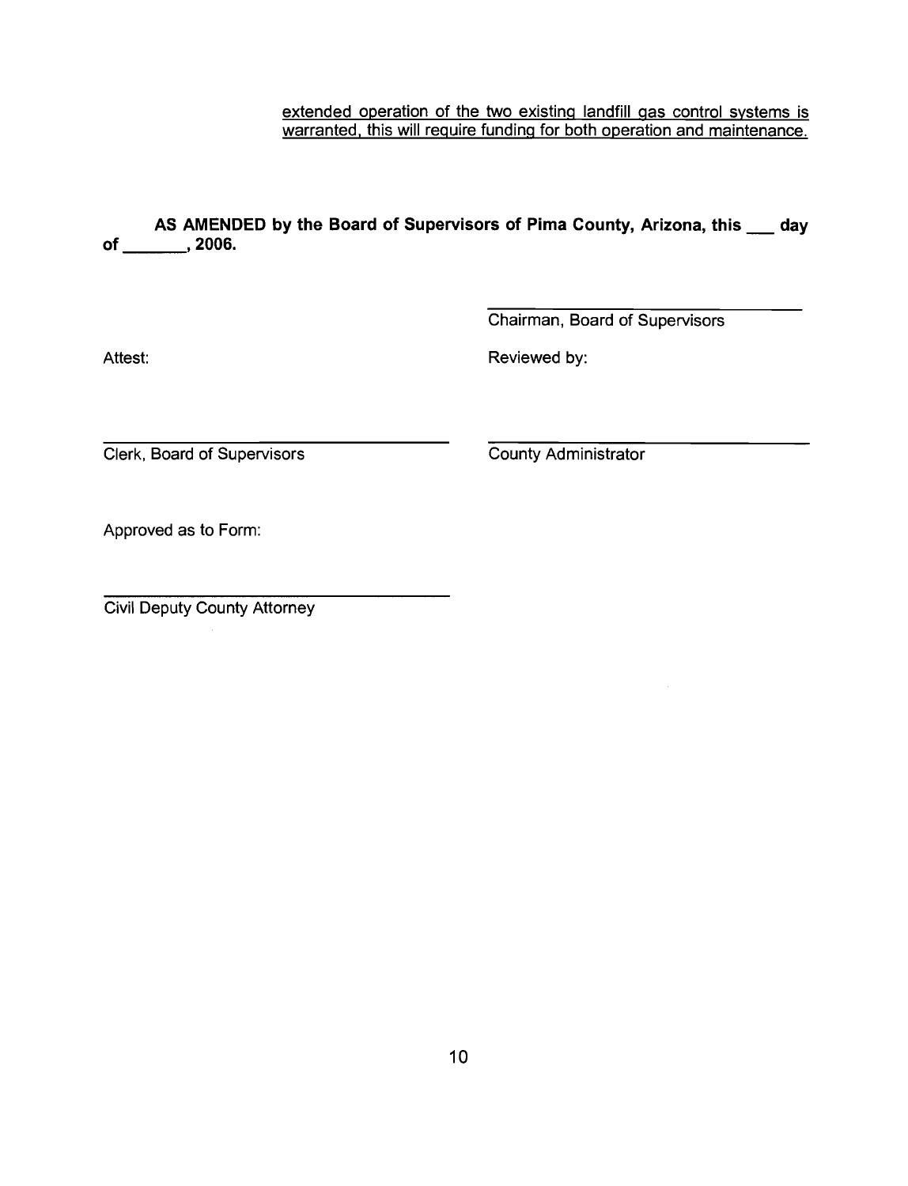extended operation of the two existing landfill gas control systems is warranted, this will require funding for both operation and maintenance.

**AS AMENDED by the Board of Supervisors of Pima County, Arizona, this \_\_\_ day of \_\_\_\_\_\_\_, 2006.**

\_\_\_\_\_\_\_\_\_\_\_\_\_\_\_\_\_\_\_\_\_\_\_\_\_\_\_\_\_\_
Chairman, Board of Supervisors

Attest:

\_\_\_\_\_\_\_\_\_\_\_\_\_\_\_\_\_\_\_\_\_\_\_\_\_\_\_\_\_\_
Clerk, Board of Supervisors

Reviewed by:

\_\_\_\_\_\_\_\_\_\_\_\_\_\_\_\_\_\_\_\_\_\_\_\_\_\_\_\_\_\_
County Administrator

Approved as to Form:

\_\_\_\_\_\_\_\_\_\_\_\_\_\_\_\_\_\_\_\_\_\_\_\_\_\_\_\_\_\_
Civil Deputy County Attorney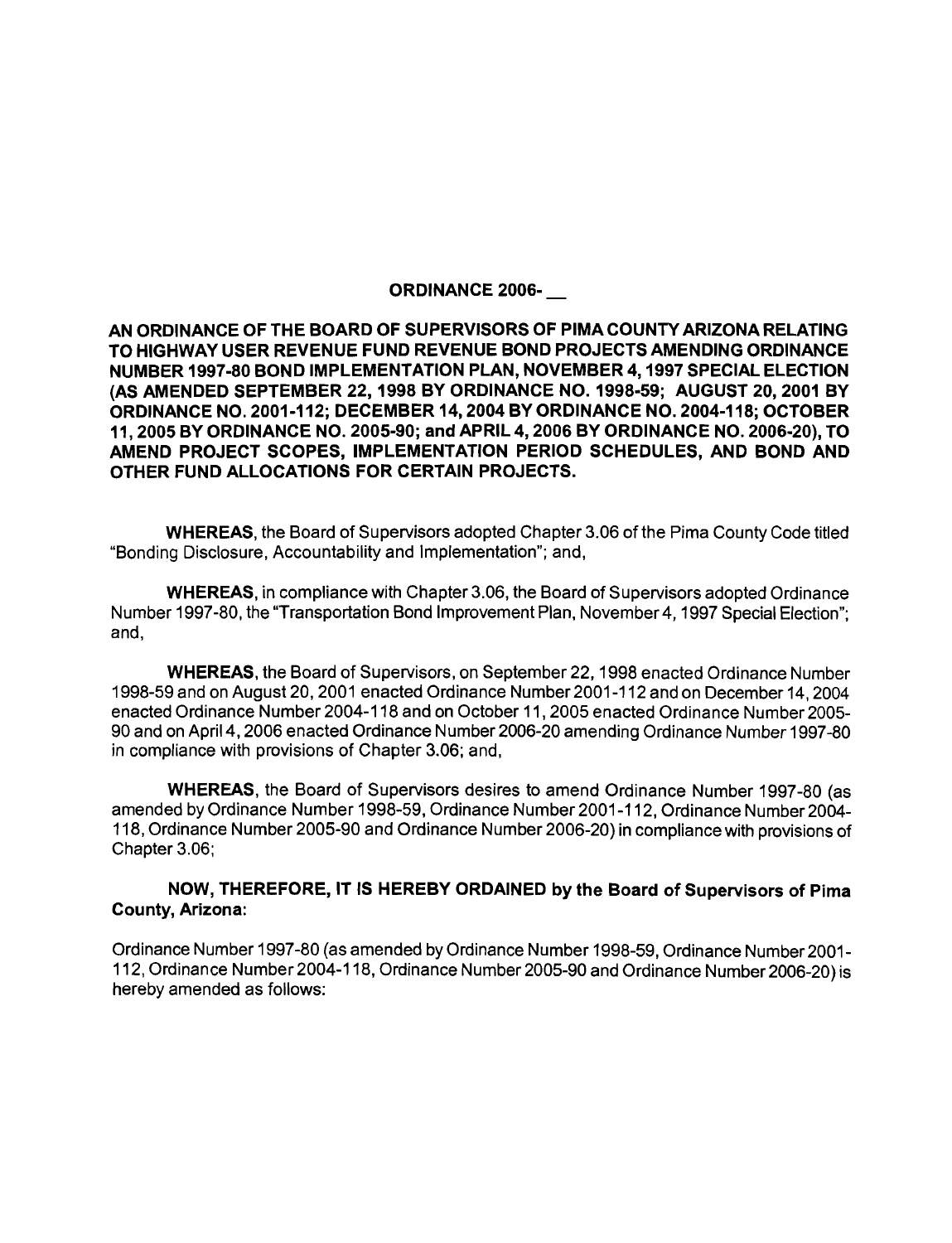## ORDINANCE 2006- __

**AN ORDINANCE OF THE BOARD OF SUPERVISORS OF PIMA COUNTY ARIZONA RELATING TO HIGHWAY USER REVENUE FUND REVENUE BOND PROJECTS AMENDING ORDINANCE NUMBER 1997-80 BOND IMPLEMENTATION PLAN, NOVEMBER 4, 1997 SPECIAL ELECTION (AS AMENDED SEPTEMBER 22, 1998 BY ORDINANCE NO. 1998-59; AUGUST 20, 2001 BY ORDINANCE NO. 2001-112; DECEMBER 14, 2004 BY ORDINANCE NO. 2004-118; OCTOBER 11, 2005 BY ORDINANCE NO. 2005-90; and APRIL 4, 2006 BY ORDINANCE NO. 2006-20), TO AMEND PROJECT SCOPES, IMPLEMENTATION PERIOD SCHEDULES, AND BOND AND OTHER FUND ALLOCATIONS FOR CERTAIN PROJECTS.**

**WHEREAS**, the Board of Supervisors adopted Chapter 3.06 of the Pima County Code titled "Bonding Disclosure, Accountability and Implementation"; and,

**WHEREAS**, in compliance with Chapter 3.06, the Board of Supervisors adopted Ordinance Number 1997-80, the "Transportation Bond Improvement Plan, November 4, 1997 Special Election"; and,

**WHEREAS**, the Board of Supervisors, on September 22, 1998 enacted Ordinance Number 1998-59 and on August 20, 2001 enacted Ordinance Number 2001-112 and on December 14, 2004 enacted Ordinance Number 2004-118 and on October 11, 2005 enacted Ordinance Number 2005-90 and on April 4, 2006 enacted Ordinance Number 2006-20 amending Ordinance Number 1997-80 in compliance with provisions of Chapter 3.06; and,

**WHEREAS**, the Board of Supervisors desires to amend Ordinance Number 1997-80 (as amended by Ordinance Number 1998-59, Ordinance Number 2001-112, Ordinance Number 2004-118, Ordinance Number 2005-90 and Ordinance Number 2006-20) in compliance with provisions of Chapter 3.06;

**NOW, THEREFORE, IT IS HEREBY ORDAINED by the Board of Supervisors of Pima County, Arizona:**

Ordinance Number 1997-80 (as amended by Ordinance Number 1998-59, Ordinance Number 2001-112, Ordinance Number 2004-118, Ordinance Number 2005-90 and Ordinance Number 2006-20) is hereby amended as follows: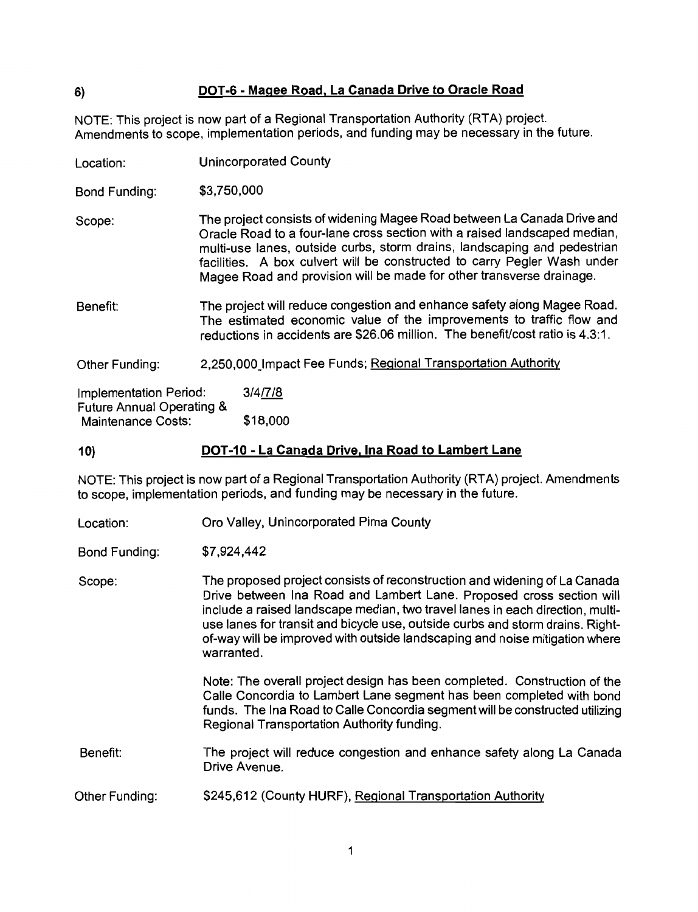## 6) DOT-6 - Magee Road, La Canada Drive to Oracle Road

NOTE: This project is now part of a Regional Transportation Authority (RTA) project. Amendments to scope, implementation periods, and funding may be necessary in the future.

Location: Unincorporated County

Bond Funding: $3,750,000

Scope: The project consists of widening Magee Road between La Canada Drive and Oracle Road to a four-lane cross section with a raised landscaped median, multi-use lanes, outside curbs, storm drains, landscaping and pedestrian facilities. A box culvert will be constructed to carry Pegler Wash under Magee Road and provision will be made for other transverse drainage.

Benefit: The project will reduce congestion and enhance safety along Magee Road. The estimated economic value of the improvements to traffic flow and reductions in accidents are $26.06 million. The benefit/cost ratio is 4.3:1.

Other Funding: 2,250,000 Impact Fee Funds; Regional Transportation Authority

Implementation Period: 3/4/7/8

Future Annual Operating & Maintenance Costs: $18,000

## 10) DOT-10 - La Canada Drive, Ina Road to Lambert Lane

NOTE: This project is now part of a Regional Transportation Authority (RTA) project. Amendments to scope, implementation periods, and funding may be necessary in the future.

Location: Oro Valley, Unincorporated Pima County

Bond Funding: $7,924,442

Scope: The proposed project consists of reconstruction and widening of La Canada Drive between Ina Road and Lambert Lane. Proposed cross section will include a raised landscape median, two travel lanes in each direction, multi-use lanes for transit and bicycle use, outside curbs and storm drains. Right-of-way will be improved with outside landscaping and noise mitigation where warranted.

Note: The overall project design has been completed. Construction of the Calle Concordia to Lambert Lane segment has been completed with bond funds. The Ina Road to Calle Concordia segment will be constructed utilizing Regional Transportation Authority funding.

Benefit: The project will reduce congestion and enhance safety along La Canada Drive Avenue.

Other Funding: $245,612 (County HURF), Regional Transportation Authority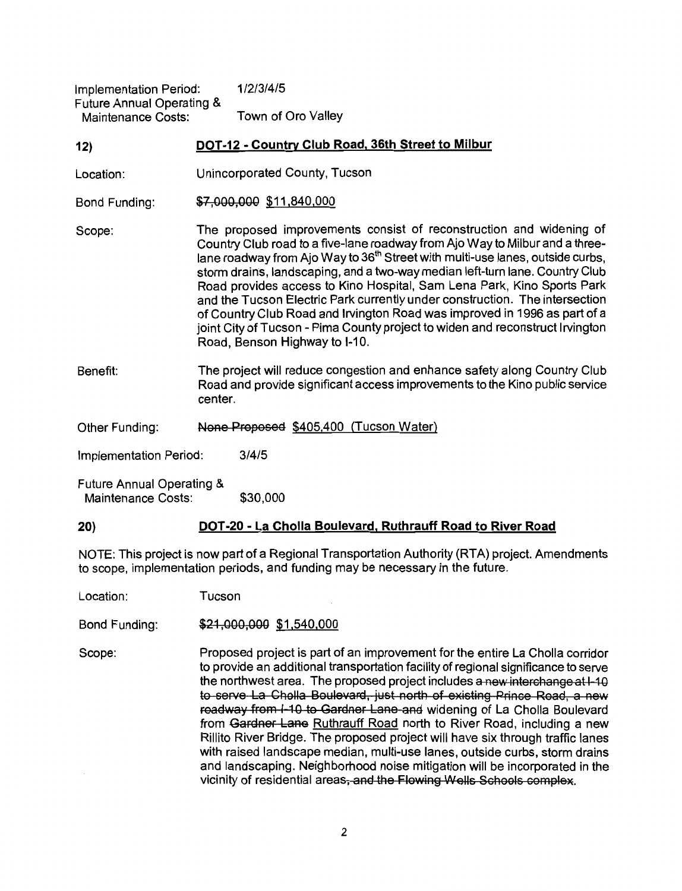Implementation Period: 1/2/3/4/5

Future Annual Operating & Maintenance Costs: Town of Oro Valley

**12) DOT-12 - Country Club Road, 36th Street to Milbur**

Location: Unincorporated County, Tucson

Bond Funding: ~~$7,000,000~~ $11,840,000

Scope: The proposed improvements consist of reconstruction and widening of Country Club road to a five-lane roadway from Ajo Way to Milbur and a three-lane roadway from Ajo Way to 36th Street with multi-use lanes, outside curbs, storm drains, landscaping, and a two-way median left-turn lane. Country Club Road provides access to Kino Hospital, Sam Lena Park, Kino Sports Park and the Tucson Electric Park currently under construction. The intersection of Country Club Road and Irvington Road was improved in 1996 as part of a joint City of Tucson - Pima County project to widen and reconstruct Irvington Road, Benson Highway to I-10.

Benefit: The project will reduce congestion and enhance safety along Country Club Road and provide significant access improvements to the Kino public service center.

Other Funding: ~~None Proposed~~ $405,400 (Tucson Water)

Implementation Period: 3/4/5

Future Annual Operating & Maintenance Costs: $30,000

**20) DOT-20 - La Cholla Boulevard, Ruthrauff Road to River Road**

NOTE: This project is now part of a Regional Transportation Authority (RTA) project. Amendments to scope, implementation periods, and funding may be necessary in the future.

Location: Tucson

Bond Funding: ~~$21,000,000~~ $1,540,000

Scope: Proposed project is part of an improvement for the entire La Cholla corridor to provide an additional transportation facility of regional significance to serve the northwest area. The proposed project includes ~~a new interchange at I-10 to serve La Cholla Boulevard, just north of existing Prince Road, a new roadway from I-10 to Gardner Lane and~~ widening of La Cholla Boulevard from ~~Gardner Lane~~ Ruthrauff Road north to River Road, including a new Rillito River Bridge. The proposed project will have six through traffic lanes with raised landscape median, multi-use lanes, outside curbs, storm drains and landscaping. Neighborhood noise mitigation will be incorporated in the vicinity of residential areas~~, and the Flowing Wells Schools complex~~.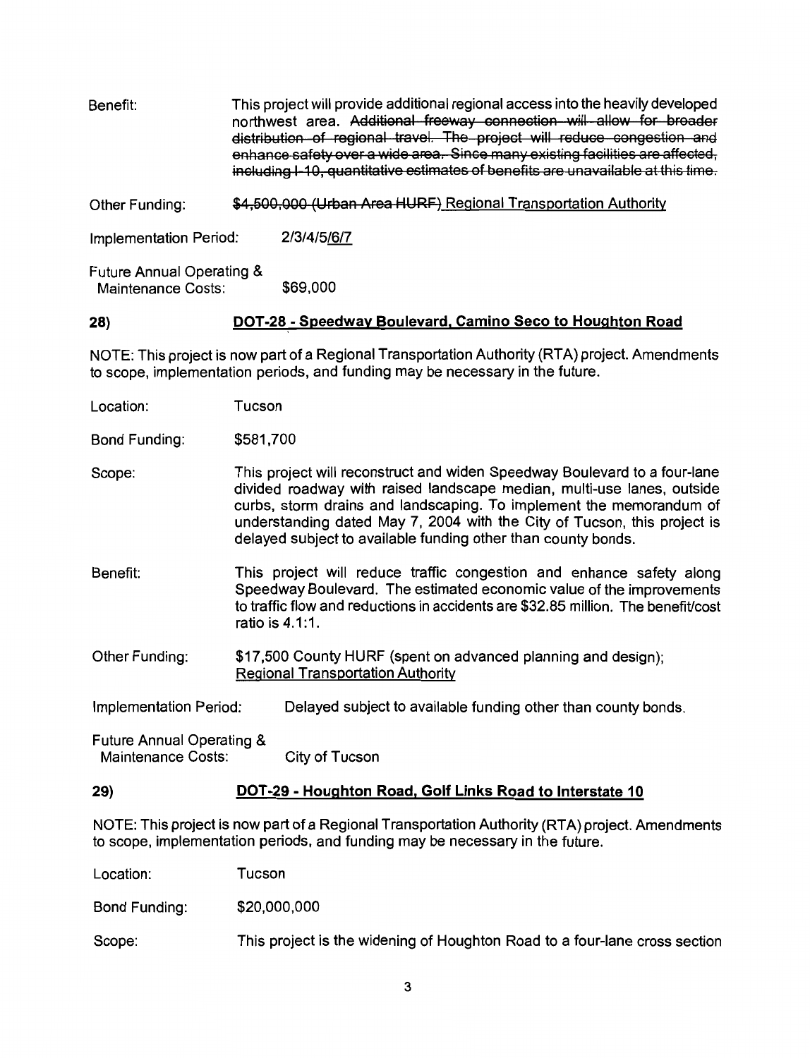Benefit: This project will provide additional regional access into the heavily developed northwest area. ~~Additional freeway connection will allow for broader distribution of regional travel. The project will reduce congestion and enhance safety over a wide area. Since many existing facilities are affected, including I-10, quantitative estimates of benefits are unavailable at this time.~~

Other Funding: ~~$4,500,000 (Urban Area HURF)~~ Regional Transportation Authority

Implementation Period: 2/3/4/5/6/7

Future Annual Operating & Maintenance Costs: $69,000

## 28) DOT-28 - Speedway Boulevard, Camino Seco to Houghton Road

NOTE: This project is now part of a Regional Transportation Authority (RTA) project. Amendments to scope, implementation periods, and funding may be necessary in the future.

Location: Tucson

Bond Funding: $581,700

Scope: This project will reconstruct and widen Speedway Boulevard to a four-lane divided roadway with raised landscape median, multi-use lanes, outside curbs, storm drains and landscaping. To implement the memorandum of understanding dated May 7, 2004 with the City of Tucson, this project is delayed subject to available funding other than county bonds.

Benefit: This project will reduce traffic congestion and enhance safety along Speedway Boulevard. The estimated economic value of the improvements to traffic flow and reductions in accidents are $32.85 million. The benefit/cost ratio is 4.1:1.

Other Funding: $17,500 County HURF (spent on advanced planning and design); Regional Transportation Authority

Implementation Period: Delayed subject to available funding other than county bonds.

Future Annual Operating & Maintenance Costs: City of Tucson

## 29) DOT-29 - Houghton Road, Golf Links Road to Interstate 10

NOTE: This project is now part of a Regional Transportation Authority (RTA) project. Amendments to scope, implementation periods, and funding may be necessary in the future.

Location: Tucson

Bond Funding: $20,000,000

Scope: This project is the widening of Houghton Road to a four-lane cross section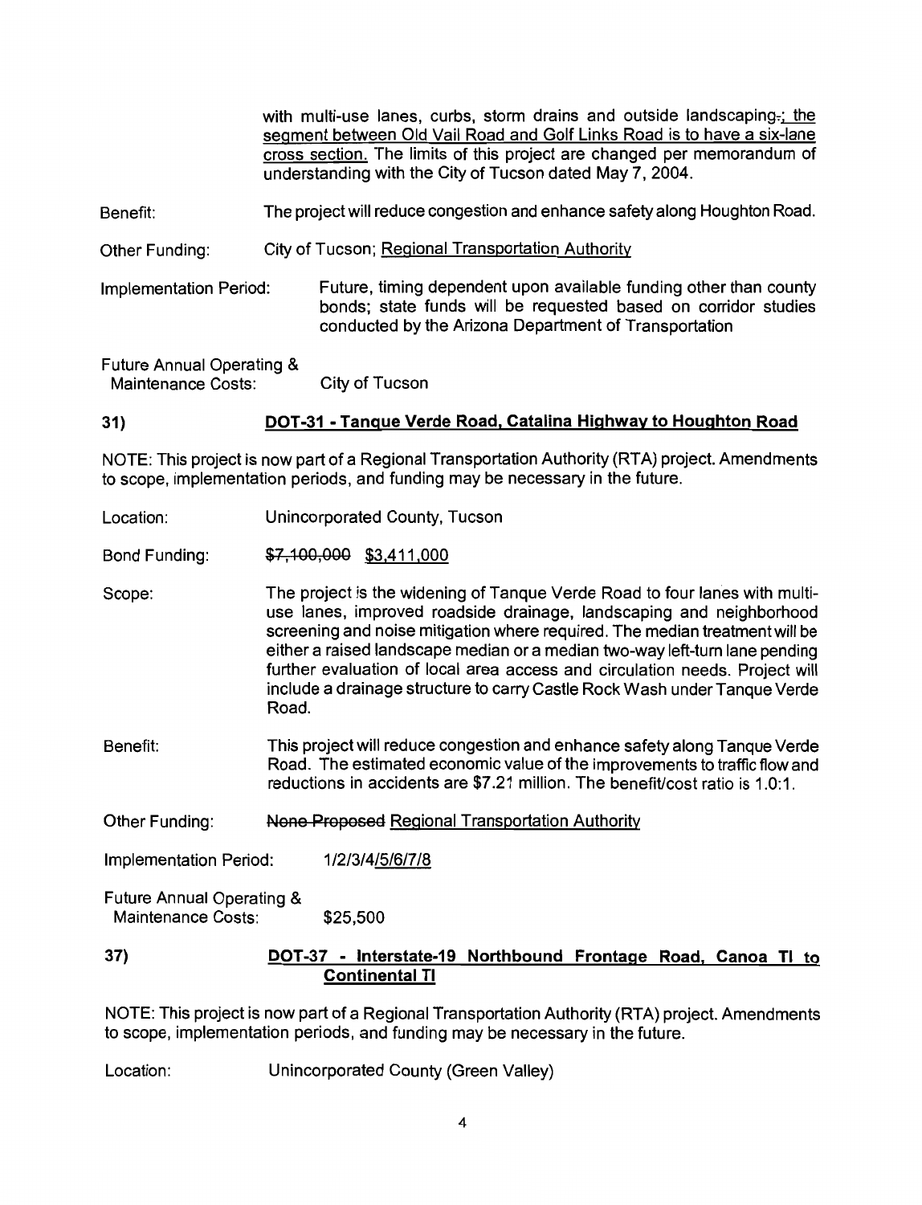with multi-use lanes, curbs, storm drains and outside landscaping.; the segment between Old Vail Road and Golf Links Road is to have a six-lane cross section. The limits of this project are changed per memorandum of understanding with the City of Tucson dated May 7, 2004.

Benefit: The project will reduce congestion and enhance safety along Houghton Road.

Other Funding: City of Tucson; Regional Transportation Authority

Implementation Period: Future, timing dependent upon available funding other than county bonds; state funds will be requested based on corridor studies conducted by the Arizona Department of Transportation

Future Annual Operating & Maintenance Costs: City of Tucson

## 31) DOT-31 - Tanque Verde Road, Catalina Highway to Houghton Road

NOTE: This project is now part of a Regional Transportation Authority (RTA) project. Amendments to scope, implementation periods, and funding may be necessary in the future.

Location: Unincorporated County, Tucson

Bond Funding: ~~$7,100,000~~ $3,411,000

Scope: The project is the widening of Tanque Verde Road to four lanes with multi-use lanes, improved roadside drainage, landscaping and neighborhood screening and noise mitigation where required. The median treatment will be either a raised landscape median or a median two-way left-turn lane pending further evaluation of local area access and circulation needs. Project will include a drainage structure to carry Castle Rock Wash under Tanque Verde Road.

Benefit: This project will reduce congestion and enhance safety along Tanque Verde Road. The estimated economic value of the improvements to traffic flow and reductions in accidents are $7.21 million. The benefit/cost ratio is 1.0:1.

Other Funding: ~~None Proposed~~ Regional Transportation Authority

Implementation Period: 1/2/3/4/5/6/7/8

Future Annual Operating & Maintenance Costs: $25,500

## 37) DOT-37 - Interstate-19 Northbound Frontage Road, Canoa TI to Continental TI

NOTE: This project is now part of a Regional Transportation Authority (RTA) project. Amendments to scope, implementation periods, and funding may be necessary in the future.

Location: Unincorporated County (Green Valley)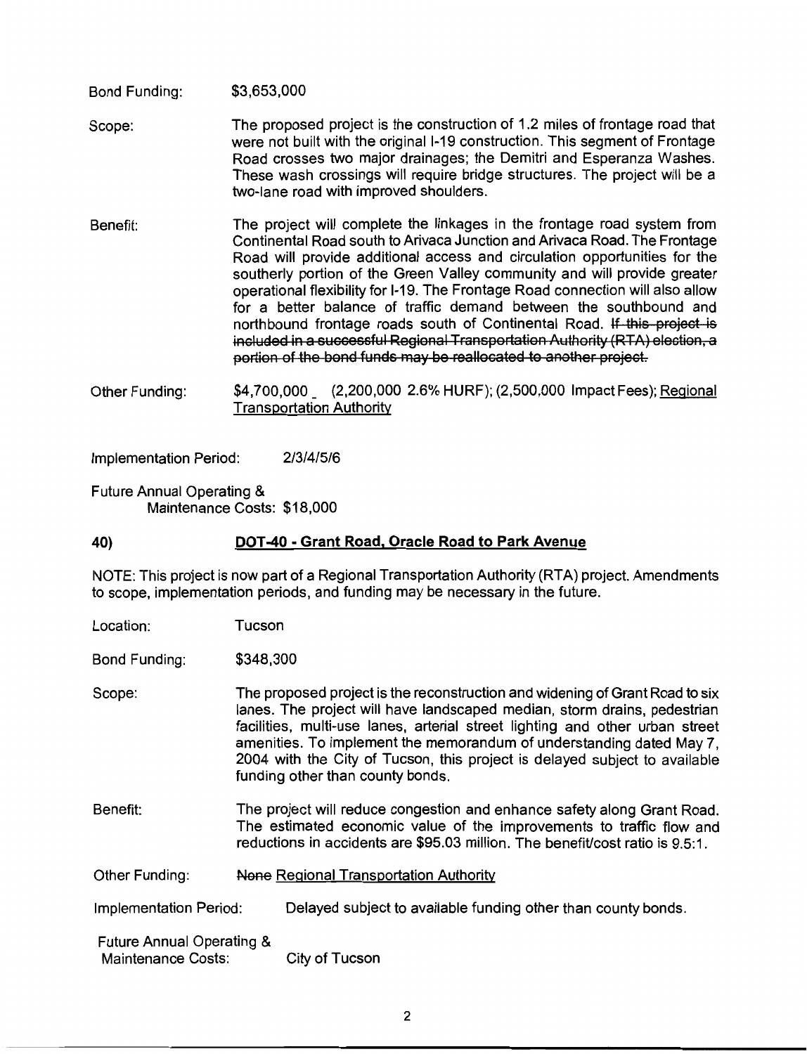Bond Funding: $3,653,000

Scope: The proposed project is the construction of 1.2 miles of frontage road that were not built with the original I-19 construction. This segment of Frontage Road crosses two major drainages; the Demitri and Esperanza Washes. These wash crossings will require bridge structures. The project will be a two-lane road with improved shoulders.

Benefit: The project will complete the linkages in the frontage road system from Continental Road south to Arivaca Junction and Arivaca Road. The Frontage Road will provide additional access and circulation opportunities for the southerly portion of the Green Valley community and will provide greater operational flexibility for I-19. The Frontage Road connection will also allow for a better balance of traffic demand between the southbound and northbound frontage roads south of Continental Road. ~~If this project is included in a successful Regional Transportation Authority (RTA) election, a portion of the bond funds may be reallocated to another project.~~

Other Funding: $4,700,000 (2,200,000 2.6% HURF); (2,500,000 Impact Fees); Regional Transportation Authority

Implementation Period: 2/3/4/5/6

Future Annual Operating & Maintenance Costs: $18,000

## 40) DOT-40 - Grant Road, Oracle Road to Park Avenue

NOTE: This project is now part of a Regional Transportation Authority (RTA) project. Amendments to scope, implementation periods, and funding may be necessary in the future.

Location: Tucson

Bond Funding: $348,300

Scope: The proposed project is the reconstruction and widening of Grant Road to six lanes. The project will have landscaped median, storm drains, pedestrian facilities, multi-use lanes, arterial street lighting and other urban street amenities. To implement the memorandum of understanding dated May 7, 2004 with the City of Tucson, this project is delayed subject to available funding other than county bonds.

Benefit: The project will reduce congestion and enhance safety along Grant Road. The estimated economic value of the improvements to traffic flow and reductions in accidents are $95.03 million. The benefit/cost ratio is 9.5:1.

Other Funding: ~~None~~ Regional Transportation Authority

Implementation Period: Delayed subject to available funding other than county bonds.

Future Annual Operating & Maintenance Costs: City of Tucson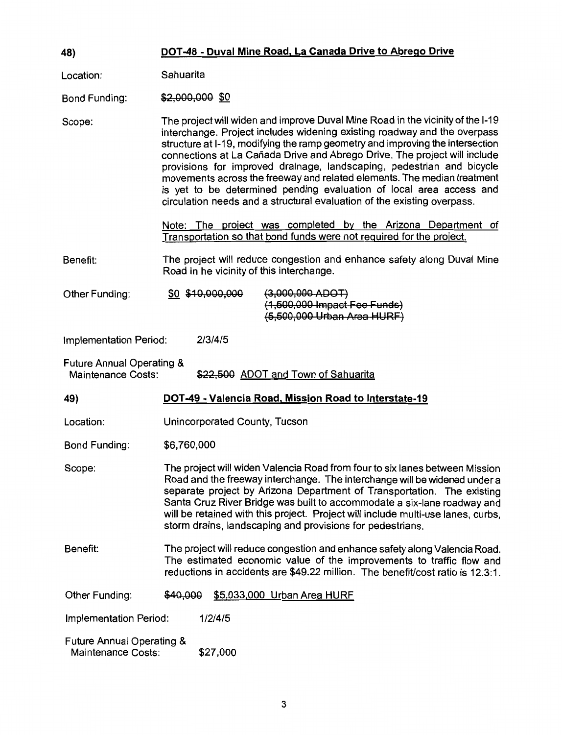**48) DOT-48 - Duval Mine Road, La Canada Drive to Abrego Drive**

Location: Sahuarita

Bond Funding: ~~$2,000,000~~ $0

Scope: The project will widen and improve Duval Mine Road in the vicinity of the I-19 interchange. Project includes widening existing roadway and the overpass structure at I-19, modifying the ramp geometry and improving the intersection connections at La Cañada Drive and Abrego Drive. The project will include provisions for improved drainage, landscaping, pedestrian and bicycle movements across the freeway and related elements. The median treatment is yet to be determined pending evaluation of local area access and circulation needs and a structural evaluation of the existing overpass.

Note: The project was completed by the Arizona Department of Transportation so that bond funds were not required for the project.

Benefit: The project will reduce congestion and enhance safety along Duval Mine Road in he vicinity of this interchange.

Other Funding: $0 ~~$10,000,000~~ ~~(3,000,000 ADOT)~~ ~~(1,500,000 Impact Fee Funds)~~ ~~(5,500,000 Urban Area HURF)~~

Implementation Period: 2/3/4/5

Future Annual Operating & Maintenance Costs: ~~$22,500~~ ADOT and Town of Sahuarita

**49) DOT-49 - Valencia Road, Mission Road to Interstate-19**

Location: Unincorporated County, Tucson

Bond Funding: $6,760,000

Scope: The project will widen Valencia Road from four to six lanes between Mission Road and the freeway interchange. The interchange will be widened under a separate project by Arizona Department of Transportation. The existing Santa Cruz River Bridge was built to accommodate a six-lane roadway and will be retained with this project. Project will include multi-use lanes, curbs, storm drains, landscaping and provisions for pedestrians.

Benefit: The project will reduce congestion and enhance safety along Valencia Road. The estimated economic value of the improvements to traffic flow and reductions in accidents are $49.22 million. The benefit/cost ratio is 12.3:1.

Other Funding: ~~$40,000~~ $5,033,000 Urban Area HURF

Implementation Period: 1/2/4/5

Future Annual Operating & Maintenance Costs: $27,000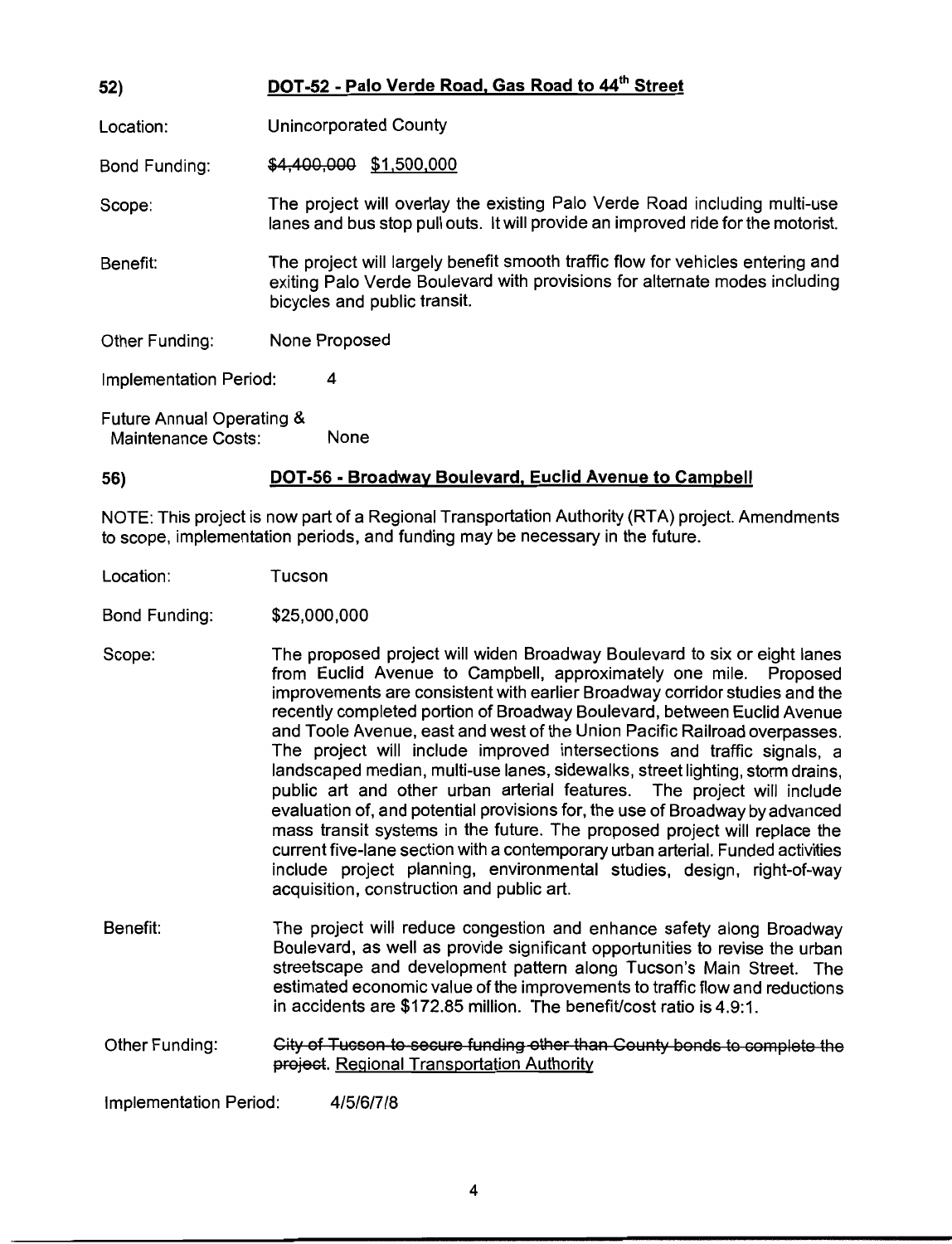## 52) DOT-52 - Palo Verde Road, Gas Road to 44th Street

Location: Unincorporated County

Bond Funding: ~~$4,400,000~~ $1,500,000

Scope: The project will overlay the existing Palo Verde Road including multi-use lanes and bus stop pull outs. It will provide an improved ride for the motorist.

Benefit: The project will largely benefit smooth traffic flow for vehicles entering and exiting Palo Verde Boulevard with provisions for alternate modes including bicycles and public transit.

Other Funding: None Proposed

Implementation Period: 4

Future Annual Operating & Maintenance Costs: None

## 56) DOT-56 - Broadway Boulevard, Euclid Avenue to Campbell

NOTE: This project is now part of a Regional Transportation Authority (RTA) project. Amendments to scope, implementation periods, and funding may be necessary in the future.

Location: Tucson

Bond Funding: $25,000,000

Scope: The proposed project will widen Broadway Boulevard to six or eight lanes from Euclid Avenue to Campbell, approximately one mile. Proposed improvements are consistent with earlier Broadway corridor studies and the recently completed portion of Broadway Boulevard, between Euclid Avenue and Toole Avenue, east and west of the Union Pacific Railroad overpasses. The project will include improved intersections and traffic signals, a landscaped median, multi-use lanes, sidewalks, street lighting, storm drains, public art and other urban arterial features. The project will include evaluation of, and potential provisions for, the use of Broadway by advanced mass transit systems in the future. The proposed project will replace the current five-lane section with a contemporary urban arterial. Funded activities include project planning, environmental studies, design, right-of-way acquisition, construction and public art.

Benefit: The project will reduce congestion and enhance safety along Broadway Boulevard, as well as provide significant opportunities to revise the urban streetscape and development pattern along Tucson's Main Street. The estimated economic value of the improvements to traffic flow and reductions in accidents are $172.85 million. The benefit/cost ratio is 4.9:1.

Other Funding: ~~City of Tucson to secure funding other than County bonds to complete the project.~~ Regional Transportation Authority

Implementation Period: 4/5/6/7/8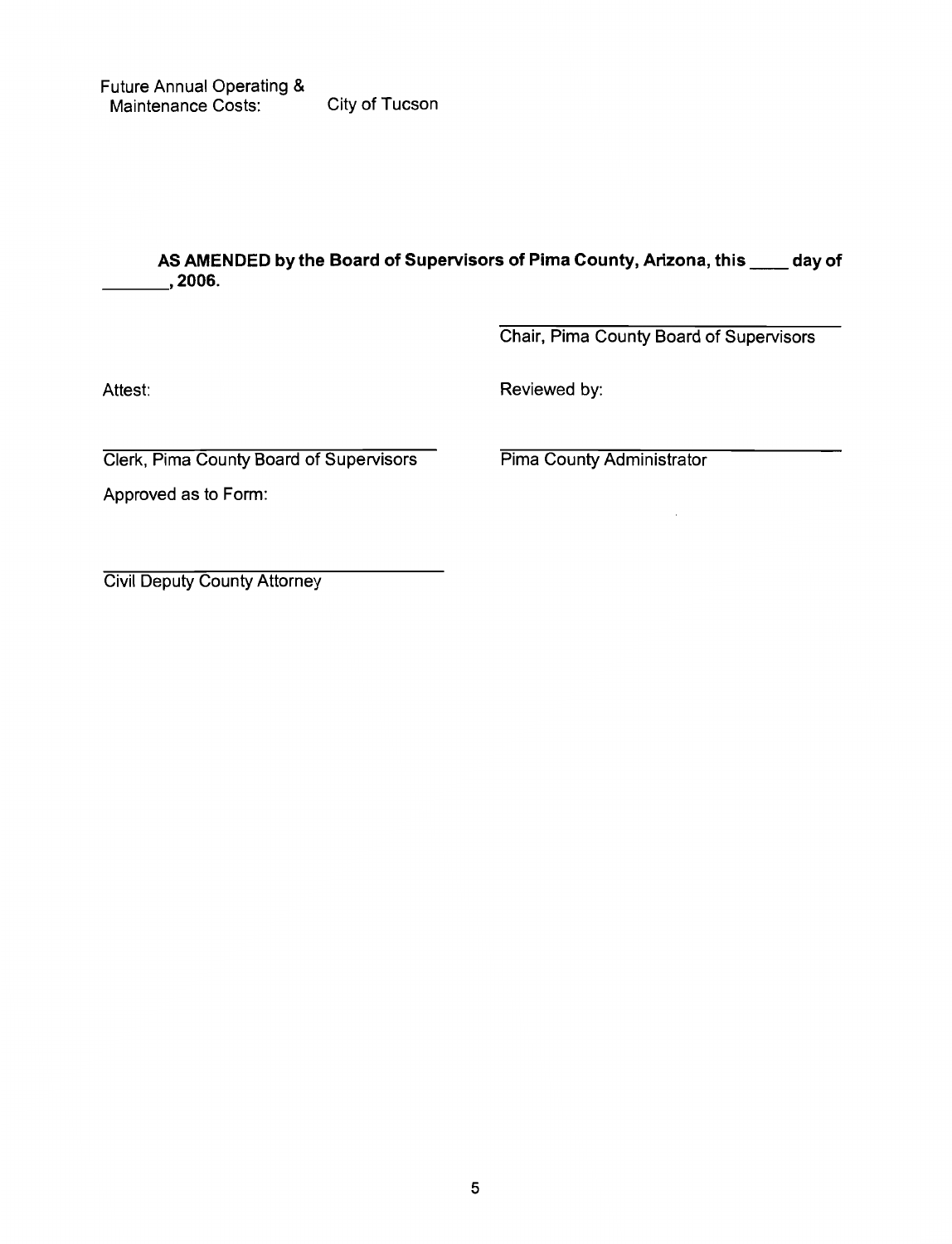Future Annual Operating & Maintenance Costs: City of Tucson

**AS AMENDED by the Board of Supervisors of Pima County, Arizona, this \_\_\_\_ day of \_\_\_\_\_\_\_\_, 2006.**

\_\_\_\_\_\_\_\_\_\_\_\_\_\_\_\_\_\_\_\_\_\_\_\_\_\_\_\_\_\_\_\_\_\_\_\_
Chair, Pima County Board of Supervisors

Attest:

\_\_\_\_\_\_\_\_\_\_\_\_\_\_\_\_\_\_\_\_\_\_\_\_\_\_\_\_\_\_\_\_\_\_\_\_
Clerk, Pima County Board of Supervisors

Reviewed by:

\_\_\_\_\_\_\_\_\_\_\_\_\_\_\_\_\_\_\_\_\_\_\_\_\_\_\_\_\_\_\_\_\_\_\_\_
Pima County Administrator

Approved as to Form:

\_\_\_\_\_\_\_\_\_\_\_\_\_\_\_\_\_\_\_\_\_\_\_\_\_\_\_\_\_\_\_\_\_\_\_\_
Civil Deputy County Attorney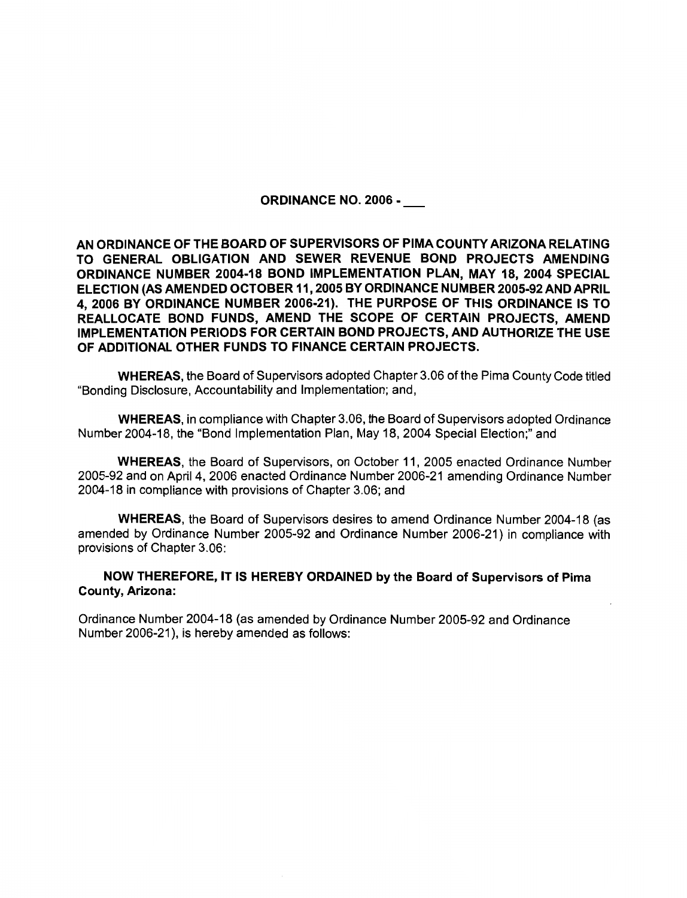**ORDINANCE NO. 2006 - ___**

**AN ORDINANCE OF THE BOARD OF SUPERVISORS OF PIMA COUNTY ARIZONA RELATING TO GENERAL OBLIGATION AND SEWER REVENUE BOND PROJECTS AMENDING ORDINANCE NUMBER 2004-18 BOND IMPLEMENTATION PLAN, MAY 18, 2004 SPECIAL ELECTION (AS AMENDED OCTOBER 11, 2005 BY ORDINANCE NUMBER 2005-92 AND APRIL 4, 2006 BY ORDINANCE NUMBER 2006-21). THE PURPOSE OF THIS ORDINANCE IS TO REALLOCATE BOND FUNDS, AMEND THE SCOPE OF CERTAIN PROJECTS, AMEND IMPLEMENTATION PERIODS FOR CERTAIN BOND PROJECTS, AND AUTHORIZE THE USE OF ADDITIONAL OTHER FUNDS TO FINANCE CERTAIN PROJECTS.**

**WHEREAS**, the Board of Supervisors adopted Chapter 3.06 of the Pima County Code titled "Bonding Disclosure, Accountability and Implementation; and,

**WHEREAS**, in compliance with Chapter 3.06, the Board of Supervisors adopted Ordinance Number 2004-18, the "Bond Implementation Plan, May 18, 2004 Special Election;" and

**WHEREAS**, the Board of Supervisors, on October 11, 2005 enacted Ordinance Number 2005-92 and on April 4, 2006 enacted Ordinance Number 2006-21 amending Ordinance Number 2004-18 in compliance with provisions of Chapter 3.06; and

**WHEREAS**, the Board of Supervisors desires to amend Ordinance Number 2004-18 (as amended by Ordinance Number 2005-92 and Ordinance Number 2006-21) in compliance with provisions of Chapter 3.06:

**NOW THEREFORE, IT IS HEREBY ORDAINED by the Board of Supervisors of Pima County, Arizona:**

Ordinance Number 2004-18 (as amended by Ordinance Number 2005-92 and Ordinance Number 2006-21), is hereby amended as follows: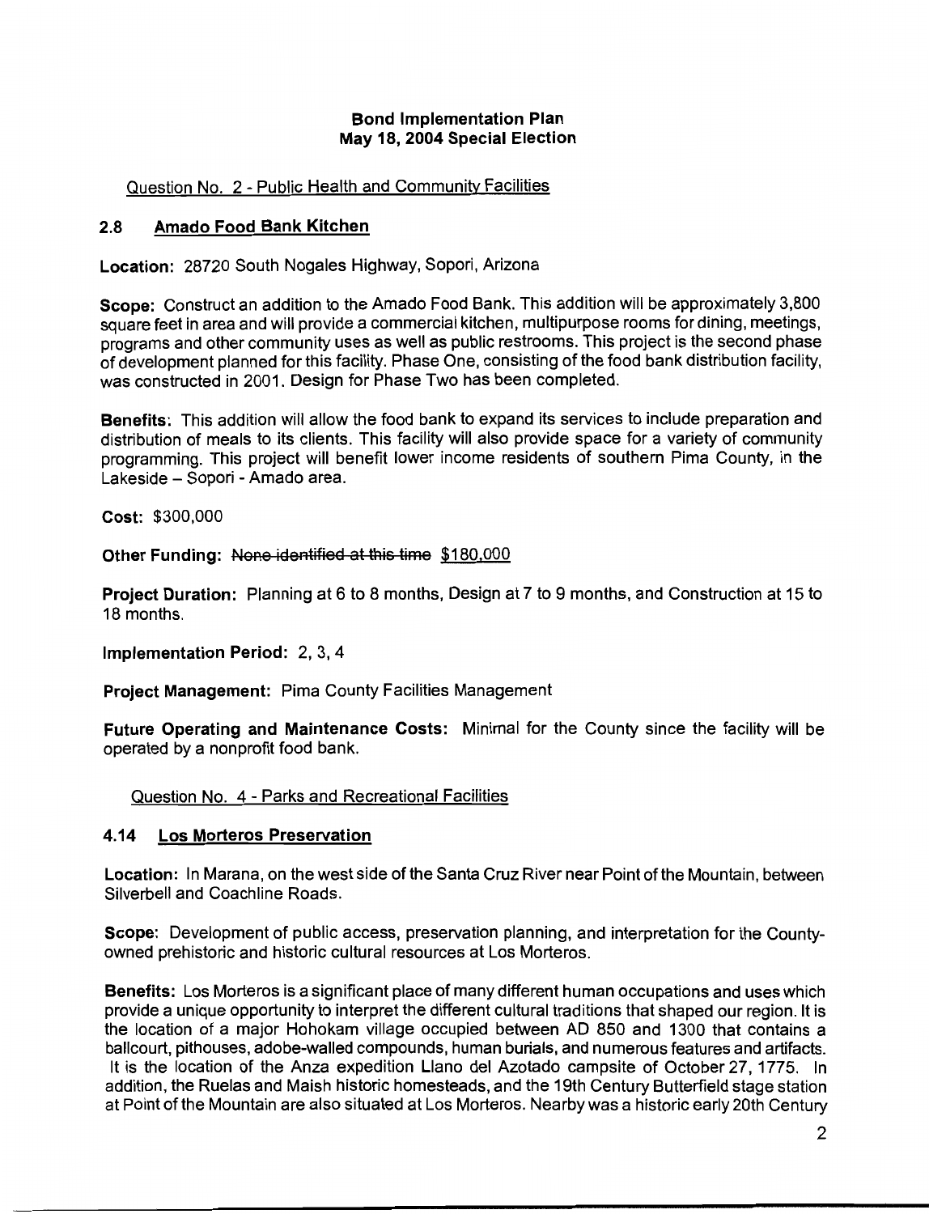**Bond Implementation Plan**
**May 18, 2004 Special Election**

Question No. 2 - Public Health and Community Facilities

## 2.8 Amado Food Bank Kitchen

**Location:** 28720 South Nogales Highway, Sopori, Arizona

**Scope:** Construct an addition to the Amado Food Bank. This addition will be approximately 3,800 square feet in area and will provide a commercial kitchen, multipurpose rooms for dining, meetings, programs and other community uses as well as public restrooms. This project is the second phase of development planned for this facility. Phase One, consisting of the food bank distribution facility, was constructed in 2001. Design for Phase Two has been completed.

**Benefits:** This addition will allow the food bank to expand its services to include preparation and distribution of meals to its clients. This facility will also provide space for a variety of community programming. This project will benefit lower income residents of southern Pima County, in the Lakeside – Sopori - Amado area.

**Cost:** $300,000

**Other Funding:** ~~None identified at this time~~ $180,000

**Project Duration:** Planning at 6 to 8 months, Design at 7 to 9 months, and Construction at 15 to 18 months.

**Implementation Period:** 2, 3, 4

**Project Management:** Pima County Facilities Management

**Future Operating and Maintenance Costs:** Minimal for the County since the facility will be operated by a nonprofit food bank.

Question No. 4 - Parks and Recreational Facilities

## 4.14 Los Morteros Preservation

**Location:** In Marana, on the west side of the Santa Cruz River near Point of the Mountain, between Silverbell and Coachline Roads.

**Scope:** Development of public access, preservation planning, and interpretation for the County-owned prehistoric and historic cultural resources at Los Morteros.

**Benefits:** Los Morteros is a significant place of many different human occupations and uses which provide a unique opportunity to interpret the different cultural traditions that shaped our region. It is the location of a major Hohokam village occupied between AD 850 and 1300 that contains a ballcourt, pithouses, adobe-walled compounds, human burials, and numerous features and artifacts. It is the location of the Anza expedition Llano del Azotado campsite of October 27, 1775. In addition, the Ruelas and Maish historic homesteads, and the 19th Century Butterfield stage station at Point of the Mountain are also situated at Los Morteros. Nearby was a historic early 20th Century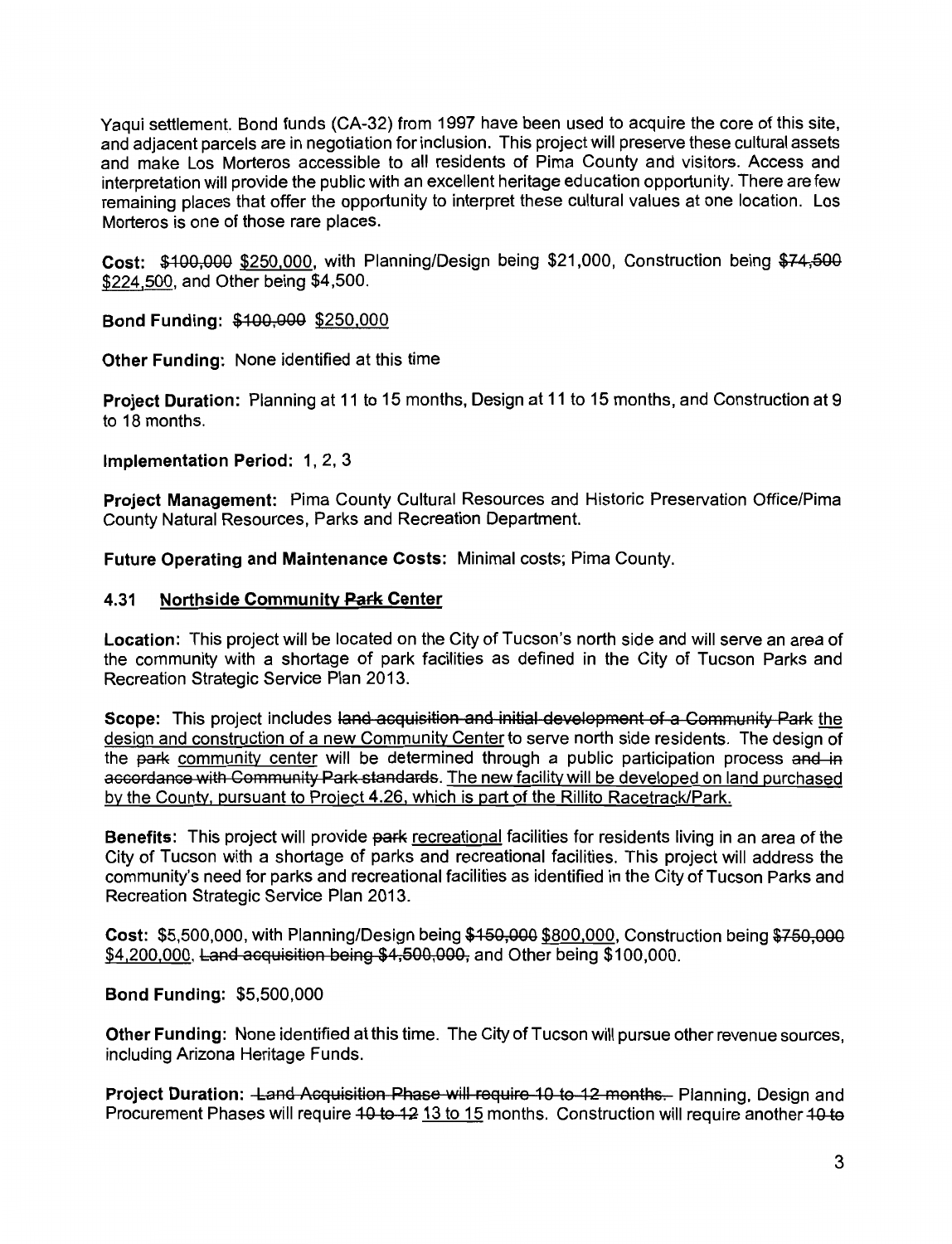Yaqui settlement. Bond funds (CA-32) from 1997 have been used to acquire the core of this site, and adjacent parcels are in negotiation for inclusion. This project will preserve these cultural assets and make Los Morteros accessible to all residents of Pima County and visitors. Access and interpretation will provide the public with an excellent heritage education opportunity. There are few remaining places that offer the opportunity to interpret these cultural values at one location. Los Morteros is one of those rare places.

**Cost:** ~~$100,000~~ <u>$250,000</u>, with Planning/Design being $21,000, Construction being ~~$74,500~~ <u>$224,500</u>, and Other being $4,500.

**Bond Funding:** ~~$100,000~~ <u>$250,000</u>

**Other Funding:** None identified at this time

**Project Duration:** Planning at 11 to 15 months, Design at 11 to 15 months, and Construction at 9 to 18 months.

**Implementation Period:** 1, 2, 3

**Project Management:** Pima County Cultural Resources and Historic Preservation Office/Pima County Natural Resources, Parks and Recreation Department.

**Future Operating and Maintenance Costs:** Minimal costs; Pima County.

#### 4.31 <u>Northside Community ~~Park~~ Center</u>

**Location:** This project will be located on the City of Tucson's north side and will serve an area of the community with a shortage of park facilities as defined in the City of Tucson Parks and Recreation Strategic Service Plan 2013.

**Scope:** This project includes ~~land acquisition and initial development of a Community Park~~ <u>the design and construction of a new Community Center</u> to serve north side residents. The design of the ~~park~~ <u>community center</u> will be determined through a public participation process ~~and in accordance with Community Park standards~~. <u>The new facility will be developed on land purchased by the County, pursuant to Project 4.26, which is part of the Rillito Racetrack/Park.</u>

**Benefits:** This project will provide ~~park~~ <u>recreational</u> facilities for residents living in an area of the City of Tucson with a shortage of parks and recreational facilities. This project will address the community's need for parks and recreational facilities as identified in the City of Tucson Parks and Recreation Strategic Service Plan 2013.

**Cost:** $5,500,000, with Planning/Design being ~~$150,000~~ <u>$800,000</u>, Construction being ~~$750,000~~ <u>$4,200,000</u>, ~~Land acquisition being $4,500,000,~~ and Other being $100,000.

**Bond Funding:** $5,500,000

**Other Funding:** None identified at this time. The City of Tucson will pursue other revenue sources, including Arizona Heritage Funds.

**Project Duration:** ~~Land Acquisition Phase will require 10 to 12 months.~~ Planning, Design and Procurement Phases will require ~~10 to 12~~ <u>13 to 15</u> months. Construction will require another ~~10 to~~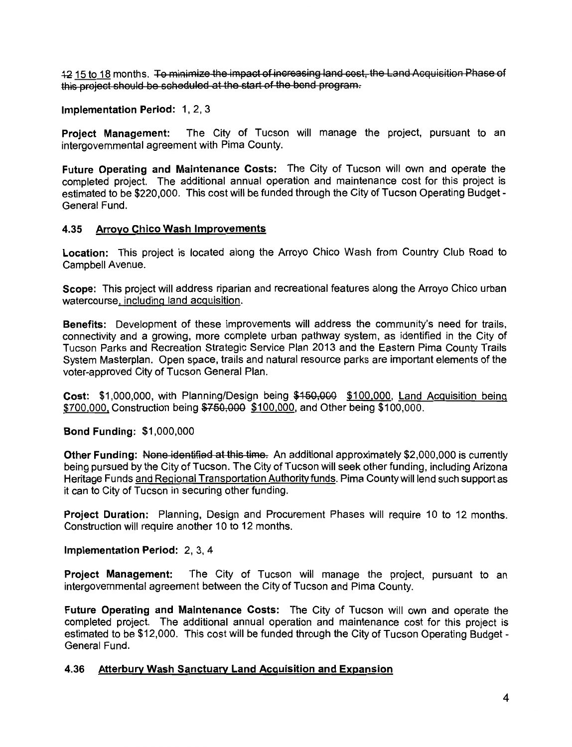~~12~~ <u>15 to 18</u> months. ~~To minimize the impact of increasing land cost, the Land Acquisition Phase of this project should be scheduled at the start of the bond program.~~

**Implementation Period:** 1, 2, 3

**Project Management:** The City of Tucson will manage the project, pursuant to an intergovernmental agreement with Pima County.

**Future Operating and Maintenance Costs:** The City of Tucson will own and operate the completed project. The additional annual operation and maintenance cost for this project is estimated to be $220,000. This cost will be funded through the City of Tucson Operating Budget - General Fund.

### 4.35 <u>Arroyo Chico Wash Improvements</u>

**Location:** This project is located along the Arroyo Chico Wash from Country Club Road to Campbell Avenue.

**Scope:** This project will address riparian and recreational features along the Arroyo Chico urban watercourse<u>, including land acquisition</u>.

**Benefits:** Development of these improvements will address the community's need for trails, connectivity and a growing, more complete urban pathway system, as identified in the City of Tucson Parks and Recreation Strategic Service Plan 2013 and the Eastern Pima County Trails System Masterplan. Open space, trails and natural resource parks are important elements of the voter-approved City of Tucson General Plan.

**Cost:** $1,000,000, with Planning/Design being ~~$150,000~~ <u>$100,000</u>, <u>Land Acquisition being $700,000</u>, Construction being ~~$750,000~~ <u>$100,000</u>, and Other being $100,000.

**Bond Funding:** $1,000,000

**Other Funding:** ~~None identified at this time.~~ An additional approximately $2,000,000 is currently being pursued by the City of Tucson. The City of Tucson will seek other funding, including Arizona Heritage Funds <u>and Regional Transportation Authority funds</u>. Pima County will lend such support as it can to City of Tucson in securing other funding.

**Project Duration:** Planning, Design and Procurement Phases will require 10 to 12 months. Construction will require another 10 to 12 months.

**Implementation Period:** 2, 3, 4

**Project Management:** The City of Tucson will manage the project, pursuant to an intergovernmental agreement between the City of Tucson and Pima County.

**Future Operating and Maintenance Costs:** The City of Tucson will own and operate the completed project. The additional annual operation and maintenance cost for this project is estimated to be $12,000. This cost will be funded through the City of Tucson Operating Budget - General Fund.

### 4.36 <u>Atterbury Wash Sanctuary Land Acquisition and Expansion</u>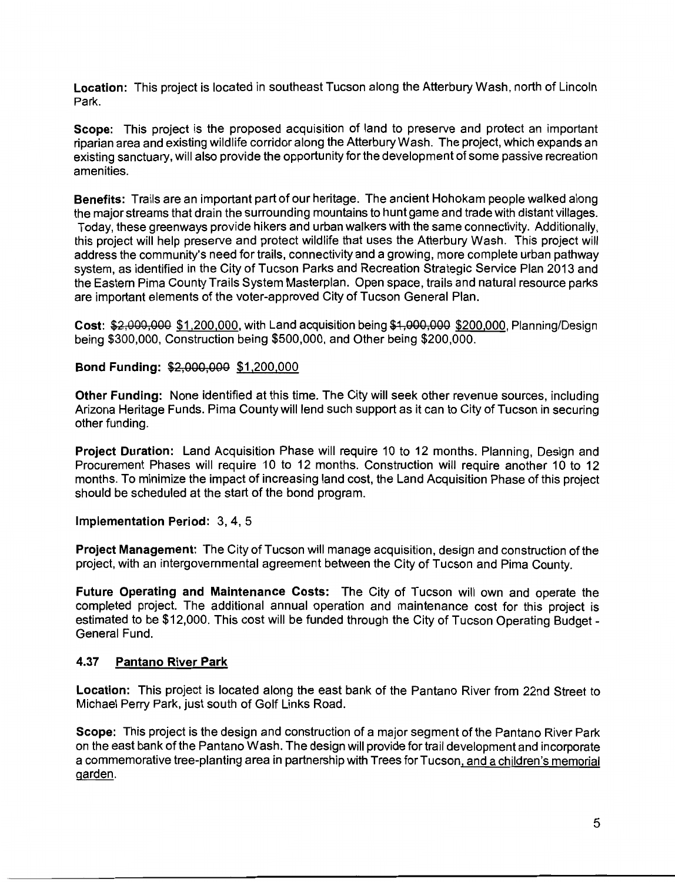**Location:** This project is located in southeast Tucson along the Atterbury Wash, north of Lincoln Park.

**Scope:** This project is the proposed acquisition of land to preserve and protect an important riparian area and existing wildlife corridor along the Atterbury Wash. The project, which expands an existing sanctuary, will also provide the opportunity for the development of some passive recreation amenities.

**Benefits:** Trails are an important part of our heritage. The ancient Hohokam people walked along the major streams that drain the surrounding mountains to hunt game and trade with distant villages. Today, these greenways provide hikers and urban walkers with the same connectivity. Additionally, this project will help preserve and protect wildlife that uses the Atterbury Wash. This project will address the community's need for trails, connectivity and a growing, more complete urban pathway system, as identified in the City of Tucson Parks and Recreation Strategic Service Plan 2013 and the Eastern Pima County Trails System Masterplan. Open space, trails and natural resource parks are important elements of the voter-approved City of Tucson General Plan.

**Cost:** ~~$2,000,000~~ <u>$1,200,000</u>, with Land acquisition being ~~$1,000,000~~ <u>$200,000</u>, Planning/Design being $300,000, Construction being $500,000, and Other being $200,000.

**Bond Funding:** ~~$2,000,000~~ <u>$1,200,000</u>

**Other Funding:** None identified at this time. The City will seek other revenue sources, including Arizona Heritage Funds. Pima County will lend such support as it can to City of Tucson in securing other funding.

**Project Duration:** Land Acquisition Phase will require 10 to 12 months. Planning, Design and Procurement Phases will require 10 to 12 months. Construction will require another 10 to 12 months. To minimize the impact of increasing land cost, the Land Acquisition Phase of this project should be scheduled at the start of the bond program.

**Implementation Period:** 3, 4, 5

**Project Management:** The City of Tucson will manage acquisition, design and construction of the project, with an intergovernmental agreement between the City of Tucson and Pima County.

**Future Operating and Maintenance Costs:** The City of Tucson will own and operate the completed project. The additional annual operation and maintenance cost for this project is estimated to be $12,000. This cost will be funded through the City of Tucson Operating Budget - General Fund.

### 4.37 Pantano River Park

**Location:** This project is located along the east bank of the Pantano River from 22nd Street to Michael Perry Park, just south of Golf Links Road.

**Scope:** This project is the design and construction of a major segment of the Pantano River Park on the east bank of the Pantano Wash. The design will provide for trail development and incorporate a commemorative tree-planting area in partnership with Trees for Tucson<u>, and a children's memorial garden</u>.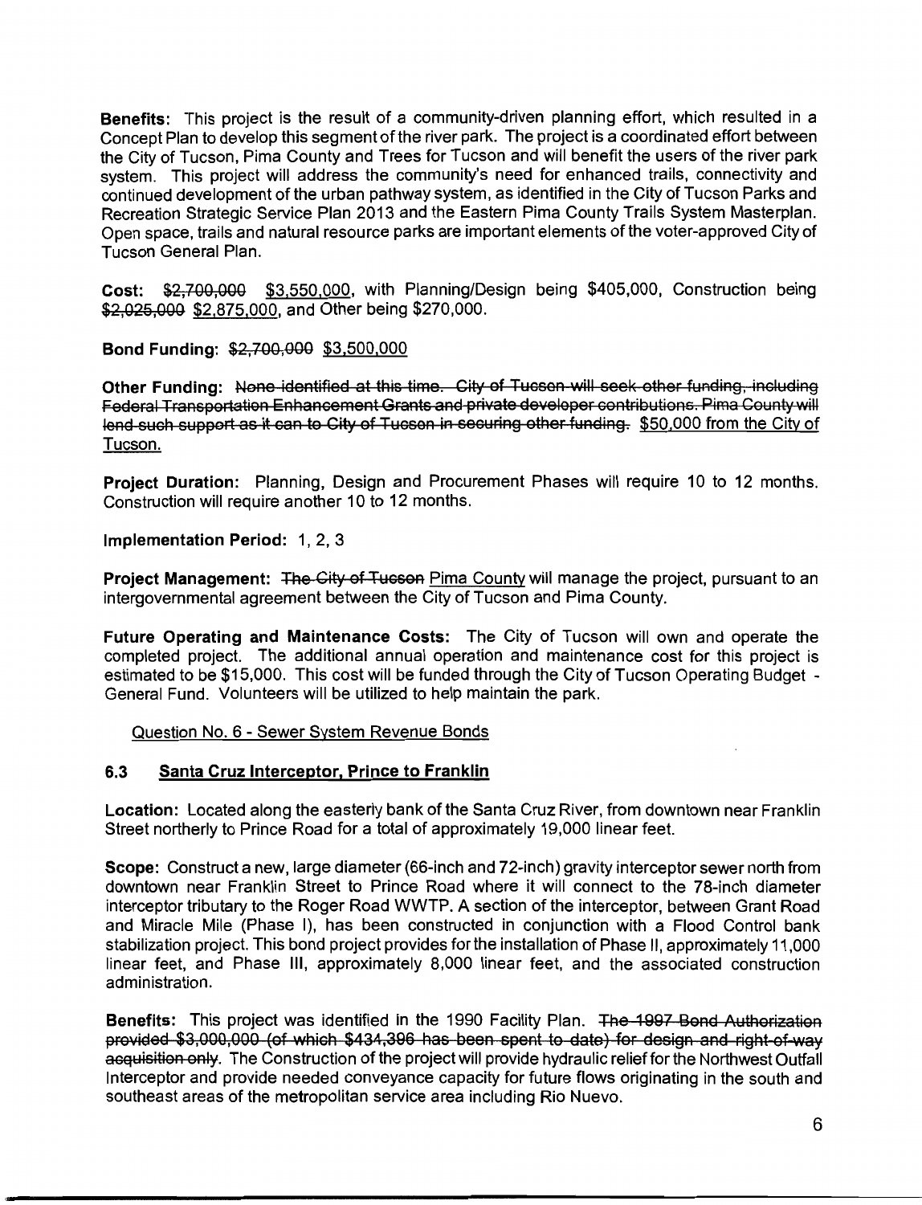**Benefits:** This project is the result of a community-driven planning effort, which resulted in a Concept Plan to develop this segment of the river park. The project is a coordinated effort between the City of Tucson, Pima County and Trees for Tucson and will benefit the users of the river park system. This project will address the community's need for enhanced trails, connectivity and continued development of the urban pathway system, as identified in the City of Tucson Parks and Recreation Strategic Service Plan 2013 and the Eastern Pima County Trails System Masterplan. Open space, trails and natural resource parks are important elements of the voter-approved City of Tucson General Plan.

**Cost:** ~~$2,700,000~~ <u>$3,550,000</u>, with Planning/Design being $405,000, Construction being ~~$2,025,000~~ <u>$2,875,000</u>, and Other being $270,000.

**Bond Funding:** ~~$2,700,000~~ <u>$3,500,000</u>

**Other Funding:** ~~None identified at this time. City of Tucson will seek other funding, including Federal Transportation Enhancement Grants and private developer contributions. Pima County will lend such support as it can to City of Tucson in securing other funding.~~ <u>$50,000 from the City of Tucson.</u>

**Project Duration:** Planning, Design and Procurement Phases will require 10 to 12 months. Construction will require another 10 to 12 months.

**Implementation Period:** 1, 2, 3

**Project Management:** ~~The City of Tucson~~ <u>Pima County</u> will manage the project, pursuant to an intergovernmental agreement between the City of Tucson and Pima County.

**Future Operating and Maintenance Costs:** The City of Tucson will own and operate the completed project. The additional annual operation and maintenance cost for this project is estimated to be $15,000. This cost will be funded through the City of Tucson Operating Budget - General Fund. Volunteers will be utilized to help maintain the park.

<u>Question No. 6 - Sewer System Revenue Bonds</u>

## 6.3 <u>Santa Cruz Interceptor, Prince to Franklin</u>

**Location:** Located along the easterly bank of the Santa Cruz River, from downtown near Franklin Street northerly to Prince Road for a total of approximately 19,000 linear feet.

**Scope:** Construct a new, large diameter (66-inch and 72-inch) gravity interceptor sewer north from downtown near Franklin Street to Prince Road where it will connect to the 78-inch diameter interceptor tributary to the Roger Road WWTP. A section of the interceptor, between Grant Road and Miracle Mile (Phase I), has been constructed in conjunction with a Flood Control bank stabilization project. This bond project provides for the installation of Phase II, approximately 11,000 linear feet, and Phase III, approximately 8,000 linear feet, and the associated construction administration.

**Benefits:** This project was identified in the 1990 Facility Plan. ~~The 1997 Bond Authorization provided $3,000,000 (of which $434,396 has been spent to date) for design and right-of-way acquisition only.~~ The Construction of the project will provide hydraulic relief for the Northwest Outfall Interceptor and provide needed conveyance capacity for future flows originating in the south and southeast areas of the metropolitan service area including Rio Nuevo.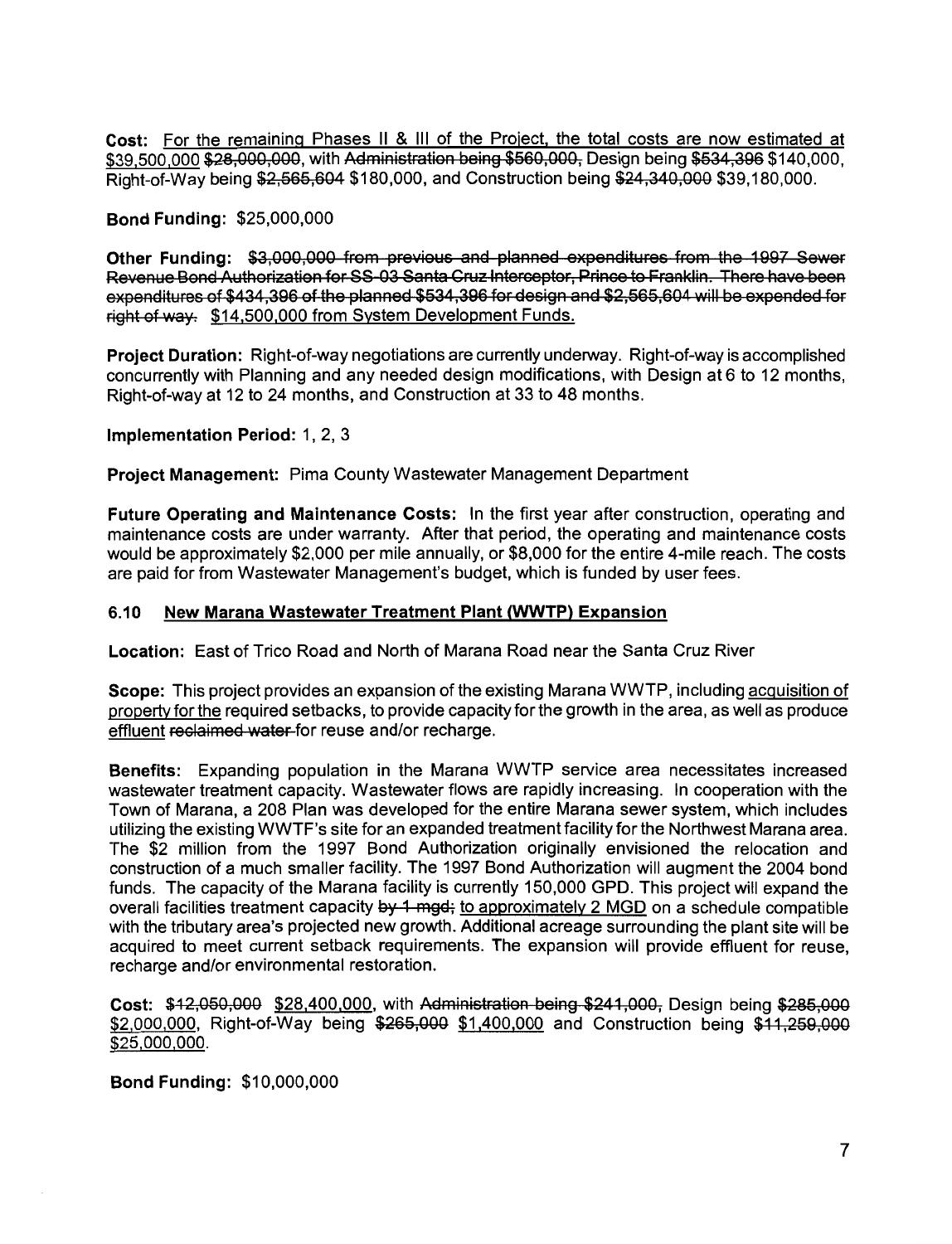**Cost:** For the remaining Phases II & III of the Project, the total costs are now estimated at $39,500,000 ~~$28,000,000~~, with ~~Administration being $560,000,~~ Design being ~~$534,396~~ $140,000, Right-of-Way being ~~$2,565,604~~ $180,000, and Construction being ~~$24,340,000~~ $39,180,000.

**Bond Funding:** $25,000,000

**Other Funding:** ~~$3,000,000 from previous and planned expenditures from the 1997 Sewer Revenue Bond Authorization for SS-03 Santa Cruz Interceptor, Prince to Franklin. There have been expenditures of $434,396 of the planned $534,396 for design and $2,565,604 will be expended for right of way.~~ $14,500,000 from System Development Funds.

**Project Duration:** Right-of-way negotiations are currently underway. Right-of-way is accomplished concurrently with Planning and any needed design modifications, with Design at 6 to 12 months, Right-of-way at 12 to 24 months, and Construction at 33 to 48 months.

**Implementation Period:** 1, 2, 3

**Project Management:** Pima County Wastewater Management Department

**Future Operating and Maintenance Costs:** In the first year after construction, operating and maintenance costs are under warranty. After that period, the operating and maintenance costs would be approximately $2,000 per mile annually, or $8,000 for the entire 4-mile reach. The costs are paid for from Wastewater Management's budget, which is funded by user fees.

## 6.10 New Marana Wastewater Treatment Plant (WWTP) Expansion

**Location:** East of Trico Road and North of Marana Road near the Santa Cruz River

**Scope:** This project provides an expansion of the existing Marana WWTP, including acquisition of property for the required setbacks, to provide capacity for the growth in the area, as well as produce effluent ~~reclaimed water~~ for reuse and/or recharge.

**Benefits:** Expanding population in the Marana WWTP service area necessitates increased wastewater treatment capacity. Wastewater flows are rapidly increasing. In cooperation with the Town of Marana, a 208 Plan was developed for the entire Marana sewer system, which includes utilizing the existing WWTF's site for an expanded treatment facility for the Northwest Marana area. The $2 million from the 1997 Bond Authorization originally envisioned the relocation and construction of a much smaller facility. The 1997 Bond Authorization will augment the 2004 bond funds. The capacity of the Marana facility is currently 150,000 GPD. This project will expand the overall facilities treatment capacity ~~by 1 mgd;~~ to approximately 2 MGD on a schedule compatible with the tributary area's projected new growth. Additional acreage surrounding the plant site will be acquired to meet current setback requirements. The expansion will provide effluent for reuse, recharge and/or environmental restoration.

**Cost:** ~~$12,050,000~~ $28,400,000, with ~~Administration being $241,000,~~ Design being ~~$285,000~~ $2,000,000, Right-of-Way being ~~$265,000~~ $1,400,000 and Construction being ~~$11,259,000~~ $25,000,000.

**Bond Funding:** $10,000,000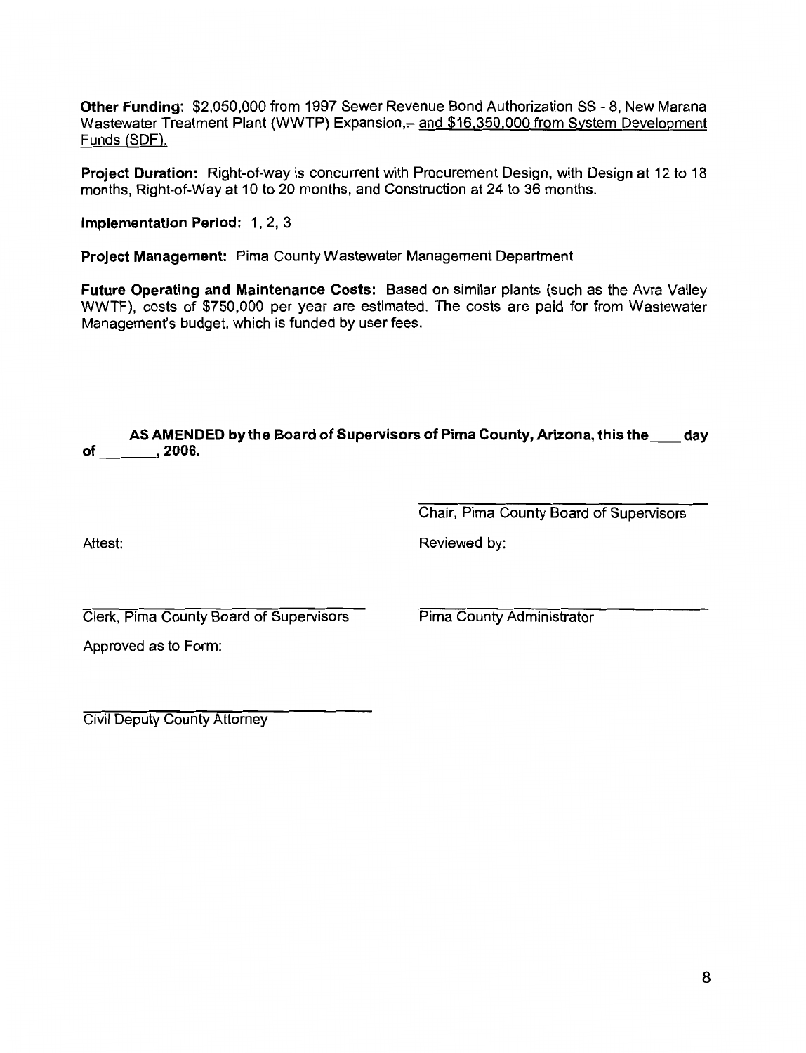**Other Funding:** $2,050,000 from 1997 Sewer Revenue Bond Authorization SS - 8, New Marana Wastewater Treatment Plant (WWTP) Expansion,- and $16,350,000 from System Development Funds (SDF).

**Project Duration:** Right-of-way is concurrent with Procurement Design, with Design at 12 to 18 months, Right-of-Way at 10 to 20 months, and Construction at 24 to 36 months.

**Implementation Period:** 1, 2, 3

**Project Management:** Pima County Wastewater Management Department

**Future Operating and Maintenance Costs:** Based on similar plants (such as the Avra Valley WWTF), costs of $750,000 per year are estimated. The costs are paid for from Wastewater Management's budget, which is funded by user fees.

**AS AMENDED by the Board of Supervisors of Pima County, Arizona, this the \_\_\_\_ day of \_\_\_\_\_\_\_, 2006.**

\_\_\_\_\_\_\_\_\_\_\_\_\_\_\_\_\_\_\_\_\_\_\_\_\_\_\_\_\_\_
Chair, Pima County Board of Supervisors

Attest:

\_\_\_\_\_\_\_\_\_\_\_\_\_\_\_\_\_\_\_\_\_\_\_\_\_\_\_\_\_\_
Clerk, Pima County Board of Supervisors

Reviewed by:

\_\_\_\_\_\_\_\_\_\_\_\_\_\_\_\_\_\_\_\_\_\_\_\_\_\_\_\_\_\_
Pima County Administrator

Approved as to Form:

\_\_\_\_\_\_\_\_\_\_\_\_\_\_\_\_\_\_\_\_\_\_\_\_\_\_\_\_\_\_
Civil Deputy County Attorney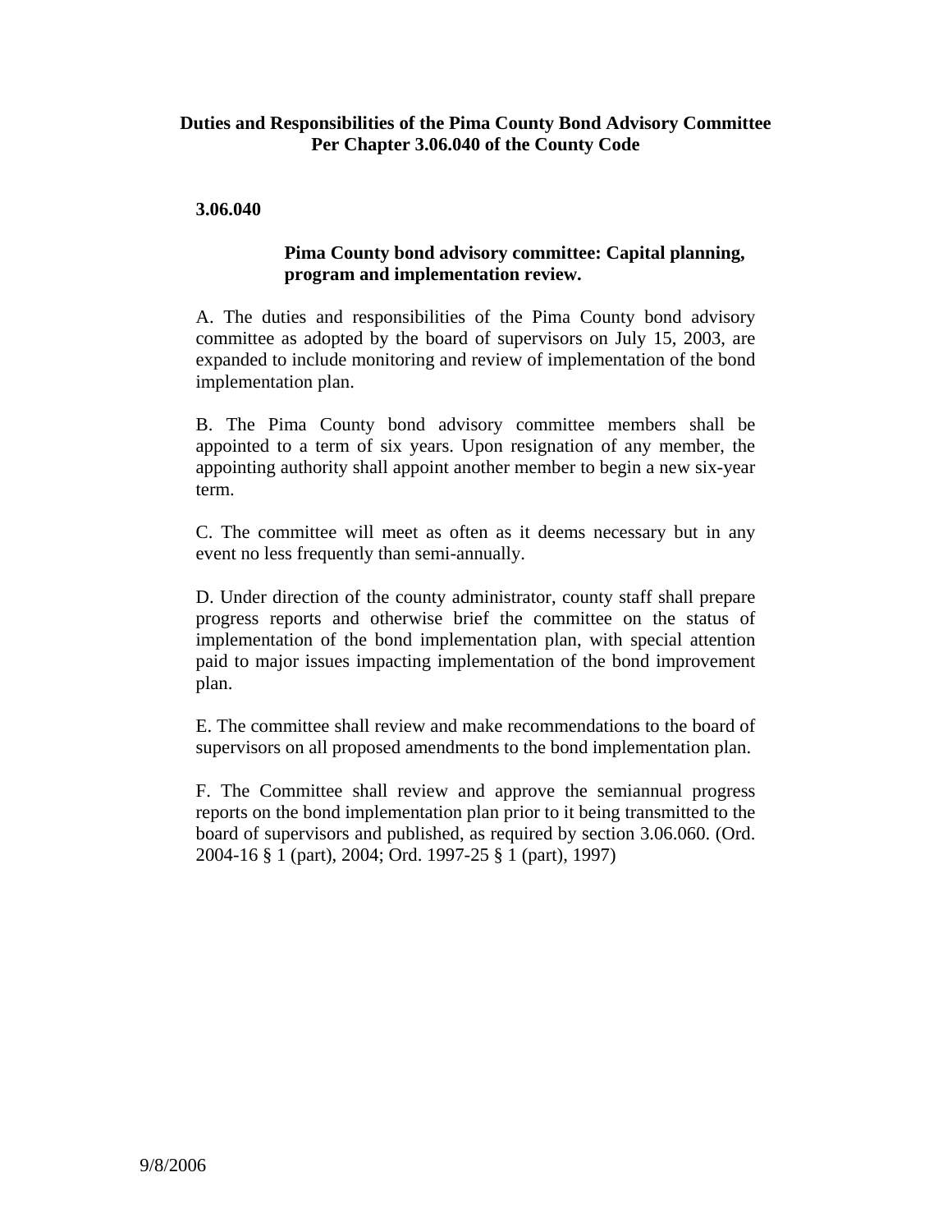**Duties and Responsibilities of the Pima County Bond Advisory Committee**
**Per Chapter 3.06.040 of the County Code**

**3.06.040**

**Pima County bond advisory committee: Capital planning, program and implementation review.**

A. The duties and responsibilities of the Pima County bond advisory committee as adopted by the board of supervisors on July 15, 2003, are expanded to include monitoring and review of implementation of the bond implementation plan.

B. The Pima County bond advisory committee members shall be appointed to a term of six years. Upon resignation of any member, the appointing authority shall appoint another member to begin a new six-year term.

C. The committee will meet as often as it deems necessary but in any event no less frequently than semi-annually.

D. Under direction of the county administrator, county staff shall prepare progress reports and otherwise brief the committee on the status of implementation of the bond implementation plan, with special attention paid to major issues impacting implementation of the bond improvement plan.

E. The committee shall review and make recommendations to the board of supervisors on all proposed amendments to the bond implementation plan.

F. The Committee shall review and approve the semiannual progress reports on the bond implementation plan prior to it being transmitted to the board of supervisors and published, as required by section 3.06.060. (Ord. 2004-16 § 1 (part), 2004; Ord. 1997-25 § 1 (part), 1997)

9/8/2006